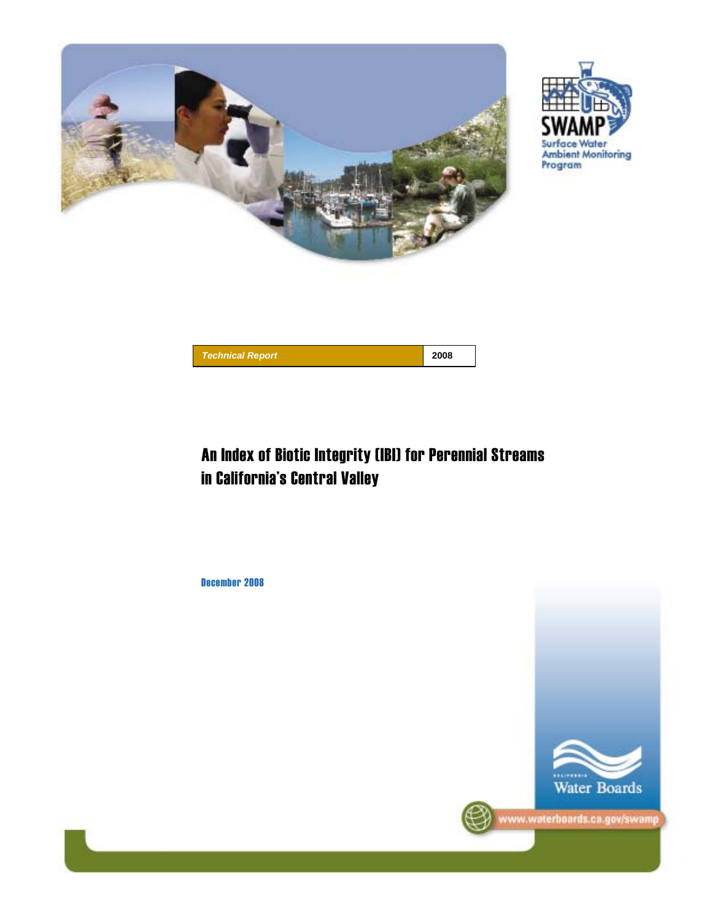SWAMP
Surface Water Ambient Monitoring Program

**Technical Report** | **2008**

# An Index of Biotic Integrity (IBI) for Perennial Streams in California's Central Valley

December 2008

Water Boards

www.waterboards.ca.gov/swamp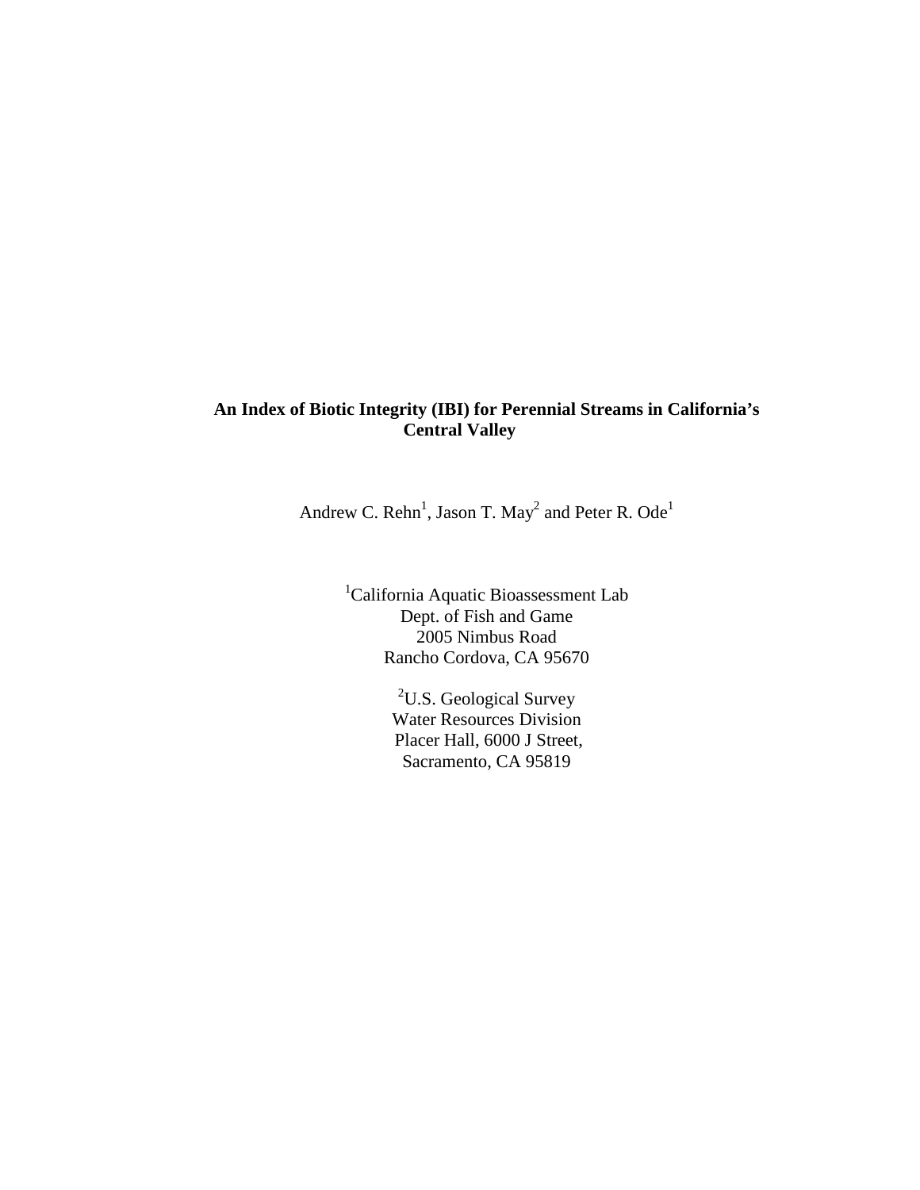# An Index of Biotic Integrity (IBI) for Perennial Streams in California's Central Valley

Andrew C. Rehn[1], Jason T. May[2] and Peter R. Ode[1]

[1]California Aquatic Bioassessment Lab
Dept. of Fish and Game
2005 Nimbus Road
Rancho Cordova, CA 95670

[2]U.S. Geological Survey
Water Resources Division
Placer Hall, 6000 J Street,
Sacramento, CA 95819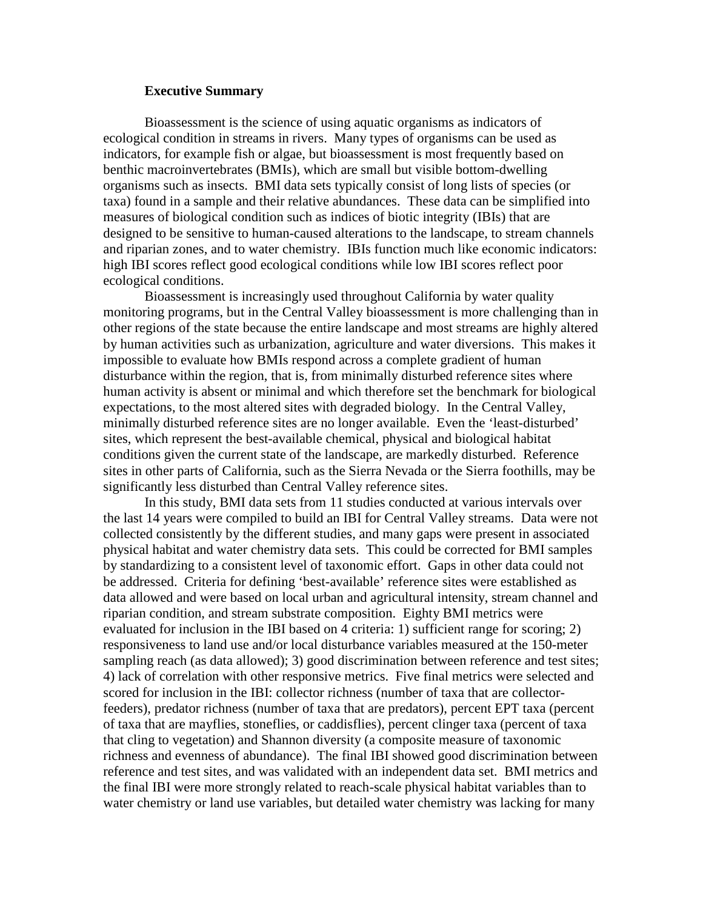## Executive Summary

Bioassessment is the science of using aquatic organisms as indicators of ecological condition in streams in rivers. Many types of organisms can be used as indicators, for example fish or algae, but bioassessment is most frequently based on benthic macroinvertebrates (BMIs), which are small but visible bottom-dwelling organisms such as insects. BMI data sets typically consist of long lists of species (or taxa) found in a sample and their relative abundances. These data can be simplified into measures of biological condition such as indices of biotic integrity (IBIs) that are designed to be sensitive to human-caused alterations to the landscape, to stream channels and riparian zones, and to water chemistry. IBIs function much like economic indicators: high IBI scores reflect good ecological conditions while low IBI scores reflect poor ecological conditions.

Bioassessment is increasingly used throughout California by water quality monitoring programs, but in the Central Valley bioassessment is more challenging than in other regions of the state because the entire landscape and most streams are highly altered by human activities such as urbanization, agriculture and water diversions. This makes it impossible to evaluate how BMIs respond across a complete gradient of human disturbance within the region, that is, from minimally disturbed reference sites where human activity is absent or minimal and which therefore set the benchmark for biological expectations, to the most altered sites with degraded biology. In the Central Valley, minimally disturbed reference sites are no longer available. Even the 'least-disturbed' sites, which represent the best-available chemical, physical and biological habitat conditions given the current state of the landscape, are markedly disturbed. Reference sites in other parts of California, such as the Sierra Nevada or the Sierra foothills, may be significantly less disturbed than Central Valley reference sites.

In this study, BMI data sets from 11 studies conducted at various intervals over the last 14 years were compiled to build an IBI for Central Valley streams. Data were not collected consistently by the different studies, and many gaps were present in associated physical habitat and water chemistry data sets. This could be corrected for BMI samples by standardizing to a consistent level of taxonomic effort. Gaps in other data could not be addressed. Criteria for defining 'best-available' reference sites were established as data allowed and were based on local urban and agricultural intensity, stream channel and riparian condition, and stream substrate composition. Eighty BMI metrics were evaluated for inclusion in the IBI based on 4 criteria: 1) sufficient range for scoring; 2) responsiveness to land use and/or local disturbance variables measured at the 150-meter sampling reach (as data allowed); 3) good discrimination between reference and test sites; 4) lack of correlation with other responsive metrics. Five final metrics were selected and scored for inclusion in the IBI: collector richness (number of taxa that are collector-feeders), predator richness (number of taxa that are predators), percent EPT taxa (percent of taxa that are mayflies, stoneflies, or caddisflies), percent clinger taxa (percent of taxa that cling to vegetation) and Shannon diversity (a composite measure of taxonomic richness and evenness of abundance). The final IBI showed good discrimination between reference and test sites, and was validated with an independent data set. BMI metrics and the final IBI were more strongly related to reach-scale physical habitat variables than to water chemistry or land use variables, but detailed water chemistry was lacking for many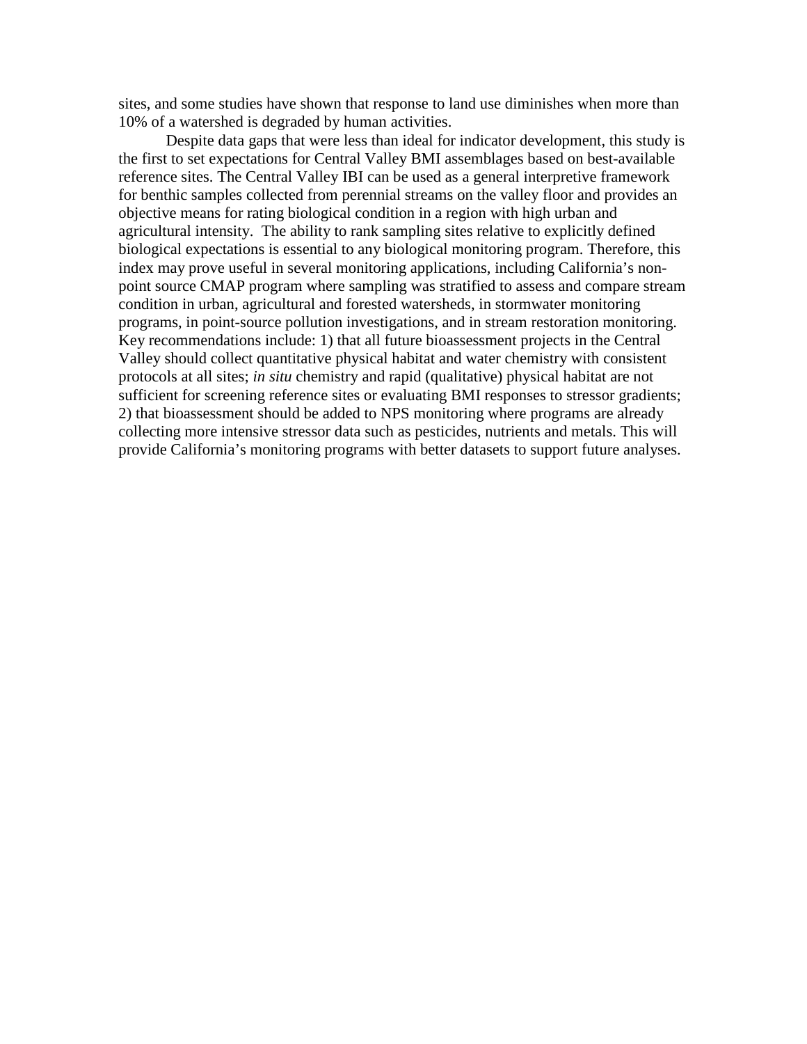sites, and some studies have shown that response to land use diminishes when more than 10% of a watershed is degraded by human activities.

Despite data gaps that were less than ideal for indicator development, this study is the first to set expectations for Central Valley BMI assemblages based on best-available reference sites. The Central Valley IBI can be used as a general interpretive framework for benthic samples collected from perennial streams on the valley floor and provides an objective means for rating biological condition in a region with high urban and agricultural intensity. The ability to rank sampling sites relative to explicitly defined biological expectations is essential to any biological monitoring program. Therefore, this index may prove useful in several monitoring applications, including California's non-point source CMAP program where sampling was stratified to assess and compare stream condition in urban, agricultural and forested watersheds, in stormwater monitoring programs, in point-source pollution investigations, and in stream restoration monitoring. Key recommendations include: 1) that all future bioassessment projects in the Central Valley should collect quantitative physical habitat and water chemistry with consistent protocols at all sites; *in situ* chemistry and rapid (qualitative) physical habitat are not sufficient for screening reference sites or evaluating BMI responses to stressor gradients; 2) that bioassessment should be added to NPS monitoring where programs are already collecting more intensive stressor data such as pesticides, nutrients and metals. This will provide California's monitoring programs with better datasets to support future analyses.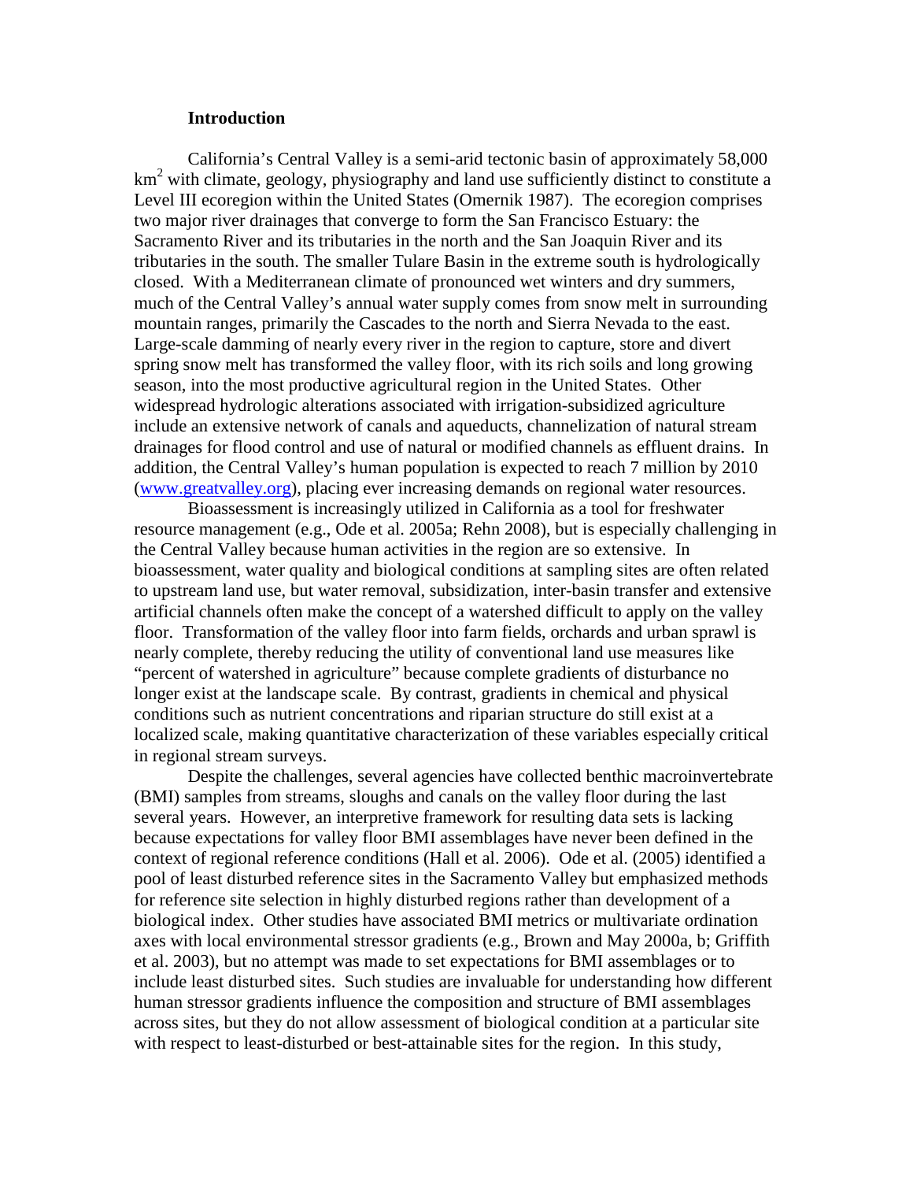## Introduction

California's Central Valley is a semi-arid tectonic basin of approximately 58,000 $km^2$ with climate, geology, physiography and land use sufficiently distinct to constitute a Level III ecoregion within the United States (Omernik 1987). The ecoregion comprises two major river drainages that converge to form the San Francisco Estuary: the Sacramento River and its tributaries in the north and the San Joaquin River and its tributaries in the south. The smaller Tulare Basin in the extreme south is hydrologically closed. With a Mediterranean climate of pronounced wet winters and dry summers, much of the Central Valley's annual water supply comes from snow melt in surrounding mountain ranges, primarily the Cascades to the north and Sierra Nevada to the east. Large-scale damming of nearly every river in the region to capture, store and divert spring snow melt has transformed the valley floor, with its rich soils and long growing season, into the most productive agricultural region in the United States. Other widespread hydrologic alterations associated with irrigation-subsidized agriculture include an extensive network of canals and aqueducts, channelization of natural stream drainages for flood control and use of natural or modified channels as effluent drains. In addition, the Central Valley's human population is expected to reach 7 million by 2010 (www.greatvalley.org), placing ever increasing demands on regional water resources.

Bioassessment is increasingly utilized in California as a tool for freshwater resource management (e.g., Ode et al. 2005a; Rehn 2008), but is especially challenging in the Central Valley because human activities in the region are so extensive. In bioassessment, water quality and biological conditions at sampling sites are often related to upstream land use, but water removal, subsidization, inter-basin transfer and extensive artificial channels often make the concept of a watershed difficult to apply on the valley floor. Transformation of the valley floor into farm fields, orchards and urban sprawl is nearly complete, thereby reducing the utility of conventional land use measures like "percent of watershed in agriculture" because complete gradients of disturbance no longer exist at the landscape scale. By contrast, gradients in chemical and physical conditions such as nutrient concentrations and riparian structure do still exist at a localized scale, making quantitative characterization of these variables especially critical in regional stream surveys.

Despite the challenges, several agencies have collected benthic macroinvertebrate (BMI) samples from streams, sloughs and canals on the valley floor during the last several years. However, an interpretive framework for resulting data sets is lacking because expectations for valley floor BMI assemblages have never been defined in the context of regional reference conditions (Hall et al. 2006). Ode et al. (2005) identified a pool of least disturbed reference sites in the Sacramento Valley but emphasized methods for reference site selection in highly disturbed regions rather than development of a biological index. Other studies have associated BMI metrics or multivariate ordination axes with local environmental stressor gradients (e.g., Brown and May 2000a, b; Griffith et al. 2003), but no attempt was made to set expectations for BMI assemblages or to include least disturbed sites. Such studies are invaluable for understanding how different human stressor gradients influence the composition and structure of BMI assemblages across sites, but they do not allow assessment of biological condition at a particular site with respect to least-disturbed or best-attainable sites for the region. In this study,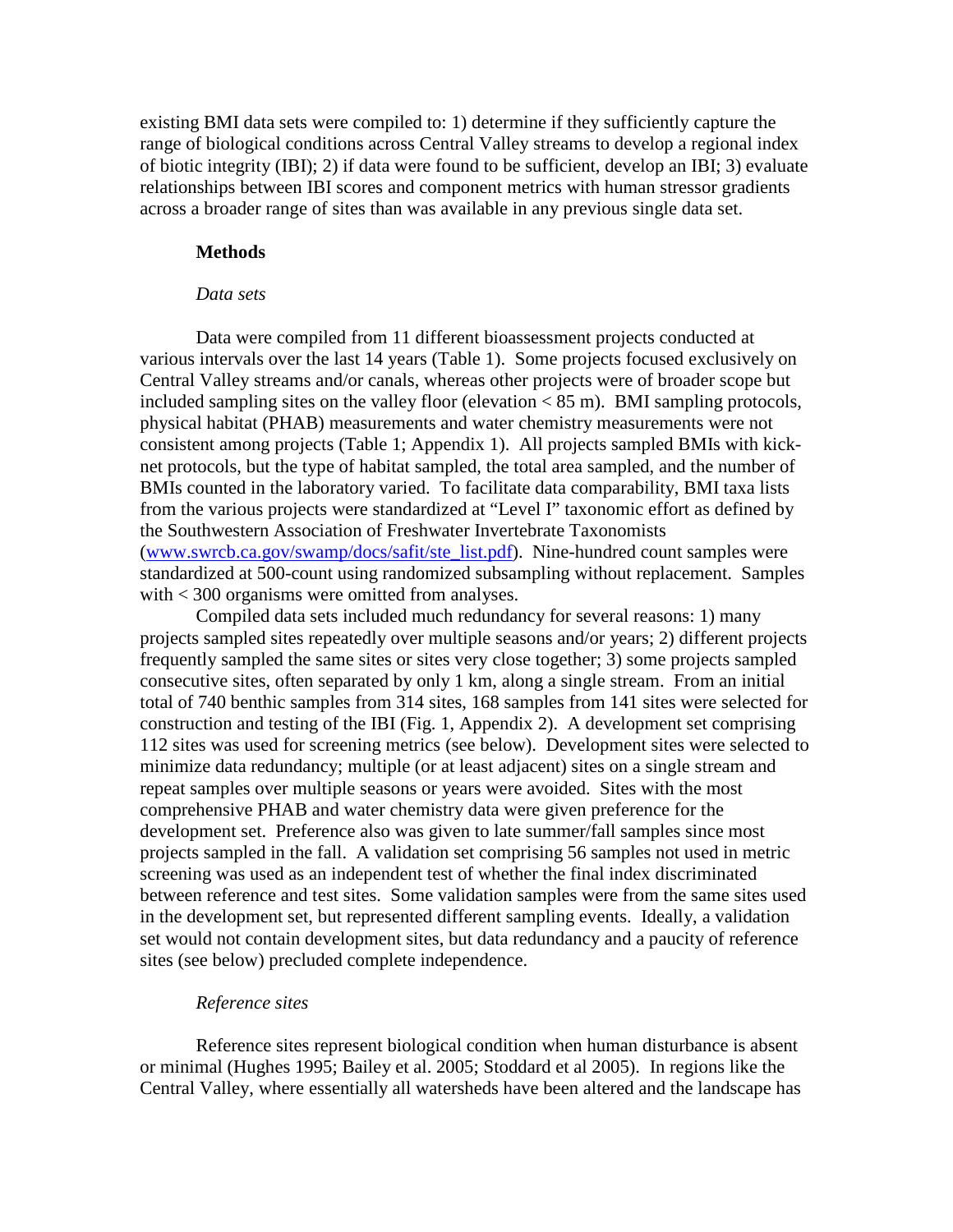existing BMI data sets were compiled to: 1) determine if they sufficiently capture the range of biological conditions across Central Valley streams to develop a regional index of biotic integrity (IBI); 2) if data were found to be sufficient, develop an IBI; 3) evaluate relationships between IBI scores and component metrics with human stressor gradients across a broader range of sites than was available in any previous single data set.

## Methods

### *Data sets*

Data were compiled from 11 different bioassessment projects conducted at various intervals over the last 14 years (Table 1). Some projects focused exclusively on Central Valley streams and/or canals, whereas other projects were of broader scope but included sampling sites on the valley floor (elevation < 85 m). BMI sampling protocols, physical habitat (PHAB) measurements and water chemistry measurements were not consistent among projects (Table 1; Appendix 1). All projects sampled BMIs with kick-net protocols, but the type of habitat sampled, the total area sampled, and the number of BMIs counted in the laboratory varied. To facilitate data comparability, BMI taxa lists from the various projects were standardized at "Level I" taxonomic effort as defined by the Southwestern Association of Freshwater Invertebrate Taxonomists (www.swrcb.ca.gov/swamp/docs/safit/ste_list.pdf). Nine-hundred count samples were standardized at 500-count using randomized subsampling without replacement. Samples with < 300 organisms were omitted from analyses.

Compiled data sets included much redundancy for several reasons: 1) many projects sampled sites repeatedly over multiple seasons and/or years; 2) different projects frequently sampled the same sites or sites very close together; 3) some projects sampled consecutive sites, often separated by only 1 km, along a single stream. From an initial total of 740 benthic samples from 314 sites, 168 samples from 141 sites were selected for construction and testing of the IBI (Fig. 1, Appendix 2). A development set comprising 112 sites was used for screening metrics (see below). Development sites were selected to minimize data redundancy; multiple (or at least adjacent) sites on a single stream and repeat samples over multiple seasons or years were avoided. Sites with the most comprehensive PHAB and water chemistry data were given preference for the development set. Preference also was given to late summer/fall samples since most projects sampled in the fall. A validation set comprising 56 samples not used in metric screening was used as an independent test of whether the final index discriminated between reference and test sites. Some validation samples were from the same sites used in the development set, but represented different sampling events. Ideally, a validation set would not contain development sites, but data redundancy and a paucity of reference sites (see below) precluded complete independence.

### *Reference sites*

Reference sites represent biological condition when human disturbance is absent or minimal (Hughes 1995; Bailey et al. 2005; Stoddard et al 2005). In regions like the Central Valley, where essentially all watersheds have been altered and the landscape has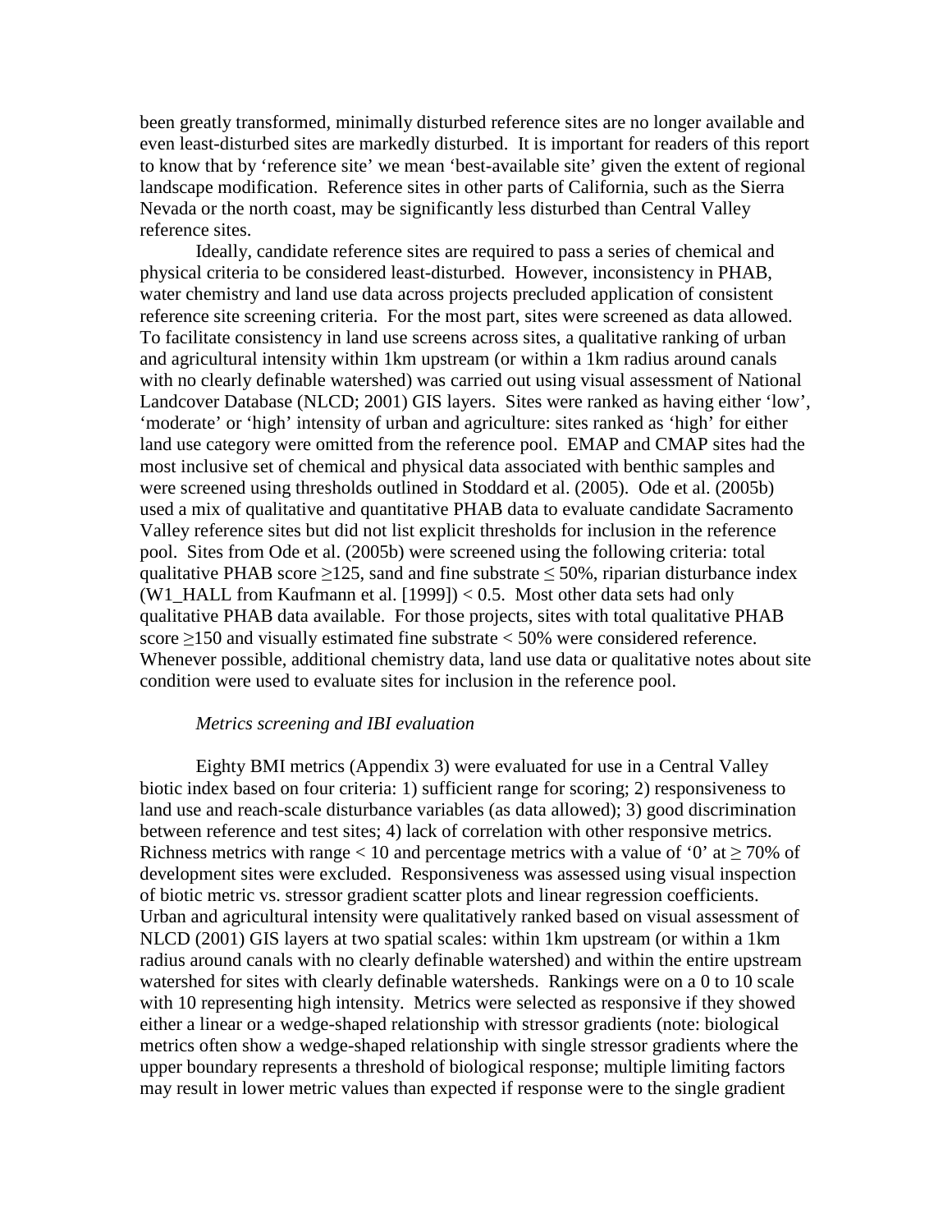been greatly transformed, minimally disturbed reference sites are no longer available and even least-disturbed sites are markedly disturbed. It is important for readers of this report to know that by 'reference site' we mean 'best-available site' given the extent of regional landscape modification. Reference sites in other parts of California, such as the Sierra Nevada or the north coast, may be significantly less disturbed than Central Valley reference sites.

Ideally, candidate reference sites are required to pass a series of chemical and physical criteria to be considered least-disturbed. However, inconsistency in PHAB, water chemistry and land use data across projects precluded application of consistent reference site screening criteria. For the most part, sites were screened as data allowed. To facilitate consistency in land use screens across sites, a qualitative ranking of urban and agricultural intensity within 1km upstream (or within a 1km radius around canals with no clearly definable watershed) was carried out using visual assessment of National Landcover Database (NLCD; 2001) GIS layers. Sites were ranked as having either 'low', 'moderate' or 'high' intensity of urban and agriculture: sites ranked as 'high' for either land use category were omitted from the reference pool. EMAP and CMAP sites had the most inclusive set of chemical and physical data associated with benthic samples and were screened using thresholds outlined in Stoddard et al. (2005). Ode et al. (2005b) used a mix of qualitative and quantitative PHAB data to evaluate candidate Sacramento Valley reference sites but did not list explicit thresholds for inclusion in the reference pool. Sites from Ode et al. (2005b) were screened using the following criteria: total qualitative PHAB score $\geq$125, sand and fine substrate $\leq$ 50%, riparian disturbance index (W1_HALL from Kaufmann et al. [1999]) < 0.5. Most other data sets had only qualitative PHAB data available. For those projects, sites with total qualitative PHAB score $\geq$150 and visually estimated fine substrate < 50% were considered reference. Whenever possible, additional chemistry data, land use data or qualitative notes about site condition were used to evaluate sites for inclusion in the reference pool.

*Metrics screening and IBI evaluation*

Eighty BMI metrics (Appendix 3) were evaluated for use in a Central Valley biotic index based on four criteria: 1) sufficient range for scoring; 2) responsiveness to land use and reach-scale disturbance variables (as data allowed); 3) good discrimination between reference and test sites; 4) lack of correlation with other responsive metrics. Richness metrics with range < 10 and percentage metrics with a value of '0' at $\geq$ 70% of development sites were excluded. Responsiveness was assessed using visual inspection of biotic metric vs. stressor gradient scatter plots and linear regression coefficients. Urban and agricultural intensity were qualitatively ranked based on visual assessment of NLCD (2001) GIS layers at two spatial scales: within 1km upstream (or within a 1km radius around canals with no clearly definable watershed) and within the entire upstream watershed for sites with clearly definable watersheds. Rankings were on a 0 to 10 scale with 10 representing high intensity. Metrics were selected as responsive if they showed either a linear or a wedge-shaped relationship with stressor gradients (note: biological metrics often show a wedge-shaped relationship with single stressor gradients where the upper boundary represents a threshold of biological response; multiple limiting factors may result in lower metric values than expected if response were to the single gradient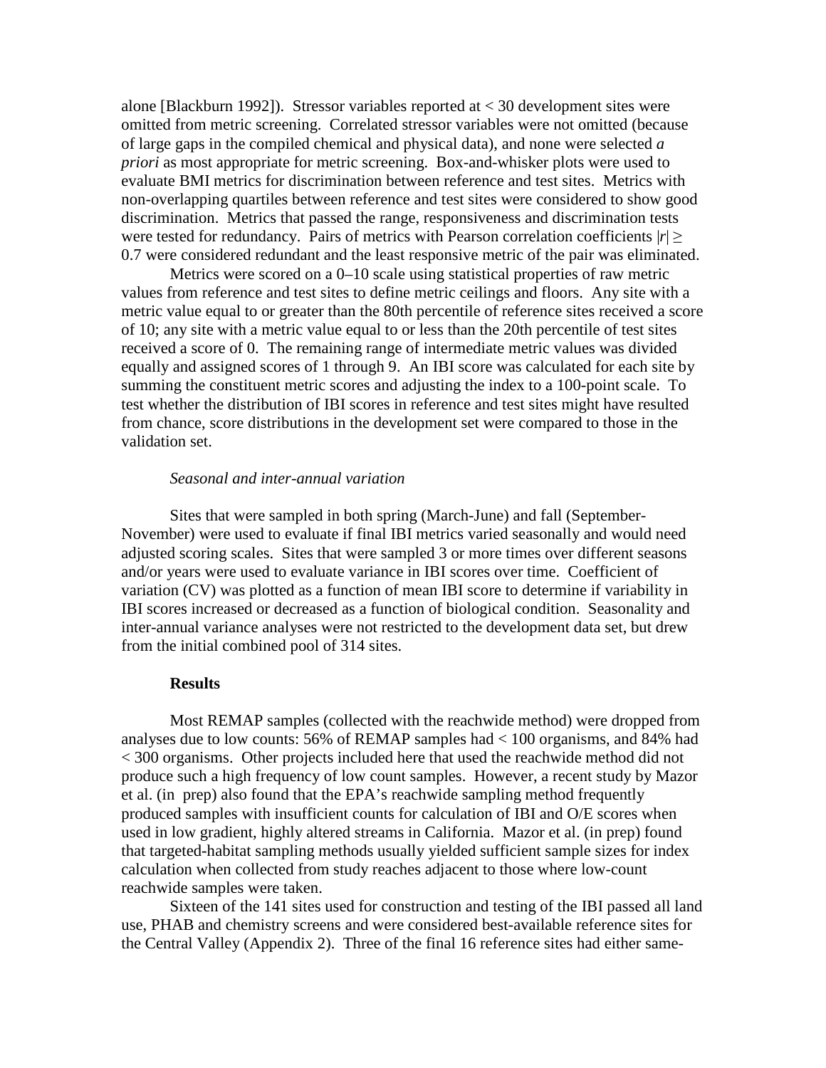alone [Blackburn 1992]). Stressor variables reported at < 30 development sites were omitted from metric screening. Correlated stressor variables were not omitted (because of large gaps in the compiled chemical and physical data), and none were selected *a priori* as most appropriate for metric screening. Box-and-whisker plots were used to evaluate BMI metrics for discrimination between reference and test sites. Metrics with non-overlapping quartiles between reference and test sites were considered to show good discrimination. Metrics that passed the range, responsiveness and discrimination tests were tested for redundancy. Pairs of metrics with Pearson correlation coefficients $|r| \geq 0.7$ were considered redundant and the least responsive metric of the pair was eliminated.

Metrics were scored on a 0–10 scale using statistical properties of raw metric values from reference and test sites to define metric ceilings and floors. Any site with a metric value equal to or greater than the 80th percentile of reference sites received a score of 10; any site with a metric value equal to or less than the 20th percentile of test sites received a score of 0. The remaining range of intermediate metric values was divided equally and assigned scores of 1 through 9. An IBI score was calculated for each site by summing the constituent metric scores and adjusting the index to a 100-point scale. To test whether the distribution of IBI scores in reference and test sites might have resulted from chance, score distributions in the development set were compared to those in the validation set.

*Seasonal and inter-annual variation*

Sites that were sampled in both spring (March-June) and fall (September-November) were used to evaluate if final IBI metrics varied seasonally and would need adjusted scoring scales. Sites that were sampled 3 or more times over different seasons and/or years were used to evaluate variance in IBI scores over time. Coefficient of variation (CV) was plotted as a function of mean IBI score to determine if variability in IBI scores increased or decreased as a function of biological condition. Seasonality and inter-annual variance analyses were not restricted to the development data set, but drew from the initial combined pool of 314 sites.

## Results

Most REMAP samples (collected with the reachwide method) were dropped from analyses due to low counts: 56% of REMAP samples had < 100 organisms, and 84% had < 300 organisms. Other projects included here that used the reachwide method did not produce such a high frequency of low count samples. However, a recent study by Mazor et al. (in prep) also found that the EPA's reachwide sampling method frequently produced samples with insufficient counts for calculation of IBI and O/E scores when used in low gradient, highly altered streams in California. Mazor et al. (in prep) found that targeted-habitat sampling methods usually yielded sufficient sample sizes for index calculation when collected from study reaches adjacent to those where low-count reachwide samples were taken.

Sixteen of the 141 sites used for construction and testing of the IBI passed all land use, PHAB and chemistry screens and were considered best-available reference sites for the Central Valley (Appendix 2). Three of the final 16 reference sites had either same-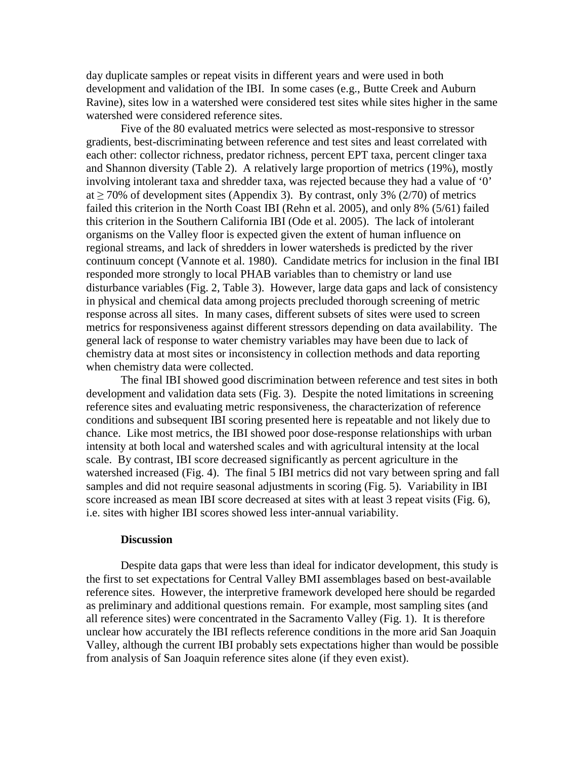day duplicate samples or repeat visits in different years and were used in both development and validation of the IBI. In some cases (e.g., Butte Creek and Auburn Ravine), sites low in a watershed were considered test sites while sites higher in the same watershed were considered reference sites.

Five of the 80 evaluated metrics were selected as most-responsive to stressor gradients, best-discriminating between reference and test sites and least correlated with each other: collector richness, predator richness, percent EPT taxa, percent clinger taxa and Shannon diversity (Table 2). A relatively large proportion of metrics (19%), mostly involving intolerant taxa and shredder taxa, was rejected because they had a value of '0' at ≥ 70% of development sites (Appendix 3). By contrast, only 3% (2/70) of metrics failed this criterion in the North Coast IBI (Rehn et al. 2005), and only 8% (5/61) failed this criterion in the Southern California IBI (Ode et al. 2005). The lack of intolerant organisms on the Valley floor is expected given the extent of human influence on regional streams, and lack of shredders in lower watersheds is predicted by the river continuum concept (Vannote et al. 1980). Candidate metrics for inclusion in the final IBI responded more strongly to local PHAB variables than to chemistry or land use disturbance variables (Fig. 2, Table 3). However, large data gaps and lack of consistency in physical and chemical data among projects precluded thorough screening of metric response across all sites. In many cases, different subsets of sites were used to screen metrics for responsiveness against different stressors depending on data availability. The general lack of response to water chemistry variables may have been due to lack of chemistry data at most sites or inconsistency in collection methods and data reporting when chemistry data were collected.

The final IBI showed good discrimination between reference and test sites in both development and validation data sets (Fig. 3). Despite the noted limitations in screening reference sites and evaluating metric responsiveness, the characterization of reference conditions and subsequent IBI scoring presented here is repeatable and not likely due to chance. Like most metrics, the IBI showed poor dose-response relationships with urban intensity at both local and watershed scales and with agricultural intensity at the local scale. By contrast, IBI score decreased significantly as percent agriculture in the watershed increased (Fig. 4). The final 5 IBI metrics did not vary between spring and fall samples and did not require seasonal adjustments in scoring (Fig. 5). Variability in IBI score increased as mean IBI score decreased at sites with at least 3 repeat visits (Fig. 6), i.e. sites with higher IBI scores showed less inter-annual variability.

## Discussion

Despite data gaps that were less than ideal for indicator development, this study is the first to set expectations for Central Valley BMI assemblages based on best-available reference sites. However, the interpretive framework developed here should be regarded as preliminary and additional questions remain. For example, most sampling sites (and all reference sites) were concentrated in the Sacramento Valley (Fig. 1). It is therefore unclear how accurately the IBI reflects reference conditions in the more arid San Joaquin Valley, although the current IBI probably sets expectations higher than would be possible from analysis of San Joaquin reference sites alone (if they even exist).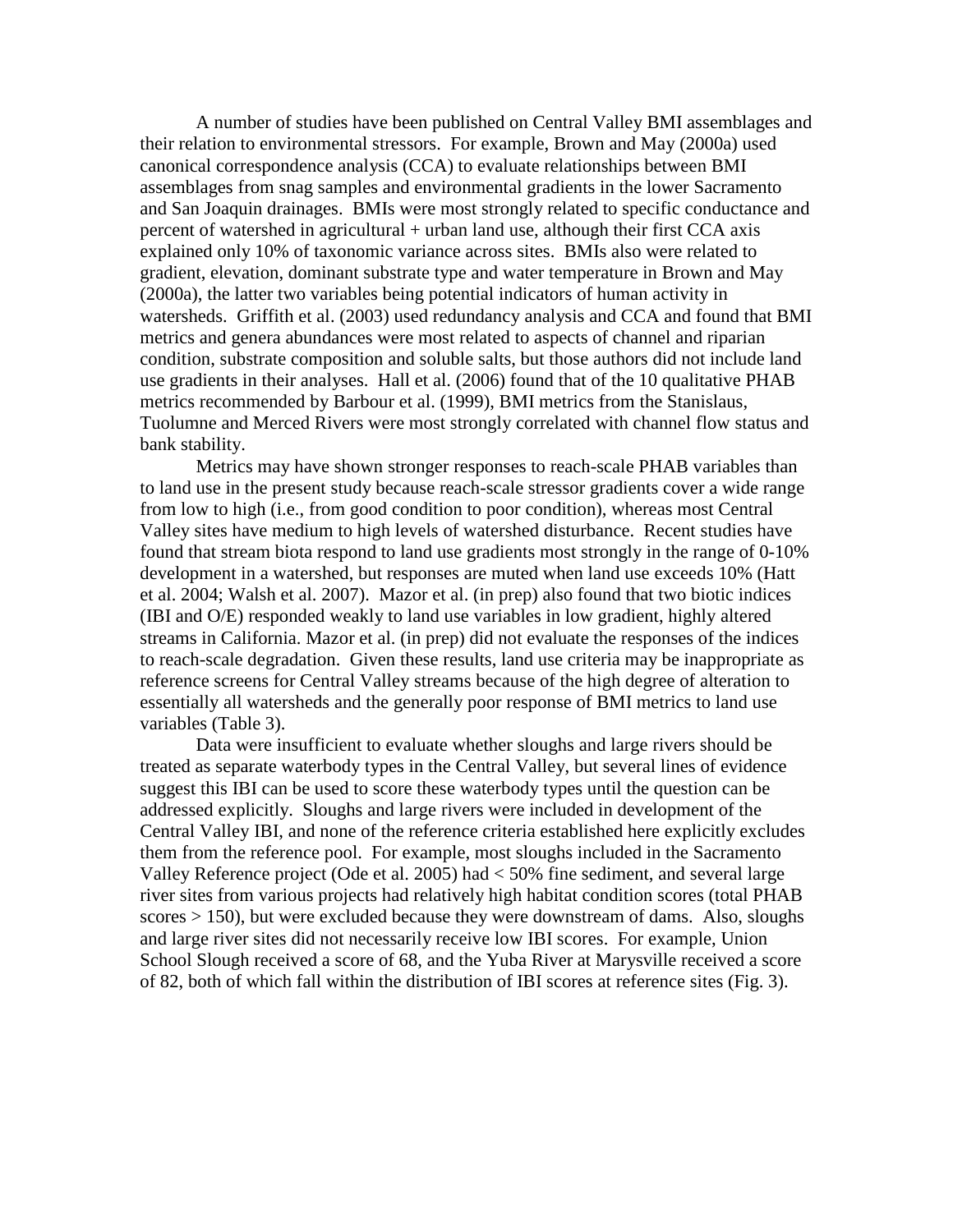A number of studies have been published on Central Valley BMI assemblages and their relation to environmental stressors. For example, Brown and May (2000a) used canonical correspondence analysis (CCA) to evaluate relationships between BMI assemblages from snag samples and environmental gradients in the lower Sacramento and San Joaquin drainages. BMIs were most strongly related to specific conductance and percent of watershed in agricultural + urban land use, although their first CCA axis explained only 10% of taxonomic variance across sites. BMIs also were related to gradient, elevation, dominant substrate type and water temperature in Brown and May (2000a), the latter two variables being potential indicators of human activity in watersheds. Griffith et al. (2003) used redundancy analysis and CCA and found that BMI metrics and genera abundances were most related to aspects of channel and riparian condition, substrate composition and soluble salts, but those authors did not include land use gradients in their analyses. Hall et al. (2006) found that of the 10 qualitative PHAB metrics recommended by Barbour et al. (1999), BMI metrics from the Stanislaus, Tuolumne and Merced Rivers were most strongly correlated with channel flow status and bank stability.

Metrics may have shown stronger responses to reach-scale PHAB variables than to land use in the present study because reach-scale stressor gradients cover a wide range from low to high (i.e., from good condition to poor condition), whereas most Central Valley sites have medium to high levels of watershed disturbance. Recent studies have found that stream biota respond to land use gradients most strongly in the range of 0-10% development in a watershed, but responses are muted when land use exceeds 10% (Hatt et al. 2004; Walsh et al. 2007). Mazor et al. (in prep) also found that two biotic indices (IBI and O/E) responded weakly to land use variables in low gradient, highly altered streams in California. Mazor et al. (in prep) did not evaluate the responses of the indices to reach-scale degradation. Given these results, land use criteria may be inappropriate as reference screens for Central Valley streams because of the high degree of alteration to essentially all watersheds and the generally poor response of BMI metrics to land use variables (Table 3).

Data were insufficient to evaluate whether sloughs and large rivers should be treated as separate waterbody types in the Central Valley, but several lines of evidence suggest this IBI can be used to score these waterbody types until the question can be addressed explicitly. Sloughs and large rivers were included in development of the Central Valley IBI, and none of the reference criteria established here explicitly excludes them from the reference pool. For example, most sloughs included in the Sacramento Valley Reference project (Ode et al. 2005) had < 50% fine sediment, and several large river sites from various projects had relatively high habitat condition scores (total PHAB scores > 150), but were excluded because they were downstream of dams. Also, sloughs and large river sites did not necessarily receive low IBI scores. For example, Union School Slough received a score of 68, and the Yuba River at Marysville received a score of 82, both of which fall within the distribution of IBI scores at reference sites (Fig. 3).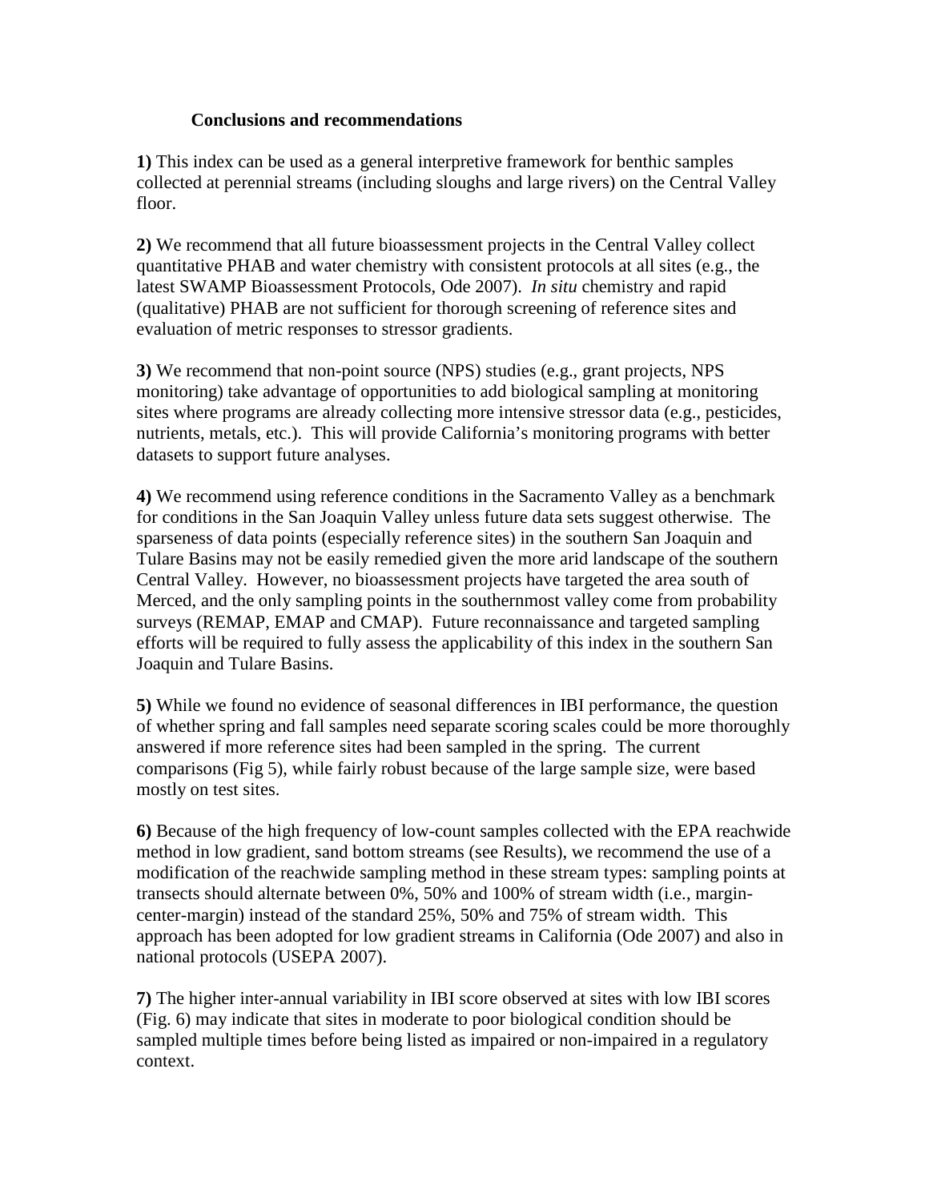## Conclusions and recommendations

**1)** This index can be used as a general interpretive framework for benthic samples collected at perennial streams (including sloughs and large rivers) on the Central Valley floor.

**2)** We recommend that all future bioassessment projects in the Central Valley collect quantitative PHAB and water chemistry with consistent protocols at all sites (e.g., the latest SWAMP Bioassessment Protocols, Ode 2007). *In situ* chemistry and rapid (qualitative) PHAB are not sufficient for thorough screening of reference sites and evaluation of metric responses to stressor gradients.

**3)** We recommend that non-point source (NPS) studies (e.g., grant projects, NPS monitoring) take advantage of opportunities to add biological sampling at monitoring sites where programs are already collecting more intensive stressor data (e.g., pesticides, nutrients, metals, etc.). This will provide California's monitoring programs with better datasets to support future analyses.

**4)** We recommend using reference conditions in the Sacramento Valley as a benchmark for conditions in the San Joaquin Valley unless future data sets suggest otherwise. The sparseness of data points (especially reference sites) in the southern San Joaquin and Tulare Basins may not be easily remedied given the more arid landscape of the southern Central Valley. However, no bioassessment projects have targeted the area south of Merced, and the only sampling points in the southernmost valley come from probability surveys (REMAP, EMAP and CMAP). Future reconnaissance and targeted sampling efforts will be required to fully assess the applicability of this index in the southern San Joaquin and Tulare Basins.

**5)** While we found no evidence of seasonal differences in IBI performance, the question of whether spring and fall samples need separate scoring scales could be more thoroughly answered if more reference sites had been sampled in the spring. The current comparisons (Fig 5), while fairly robust because of the large sample size, were based mostly on test sites.

**6)** Because of the high frequency of low-count samples collected with the EPA reachwide method in low gradient, sand bottom streams (see Results), we recommend the use of a modification of the reachwide sampling method in these stream types: sampling points at transects should alternate between 0%, 50% and 100% of stream width (i.e., margin-center-margin) instead of the standard 25%, 50% and 75% of stream width. This approach has been adopted for low gradient streams in California (Ode 2007) and also in national protocols (USEPA 2007).

**7)** The higher inter-annual variability in IBI score observed at sites with low IBI scores (Fig. 6) may indicate that sites in moderate to poor biological condition should be sampled multiple times before being listed as impaired or non-impaired in a regulatory context.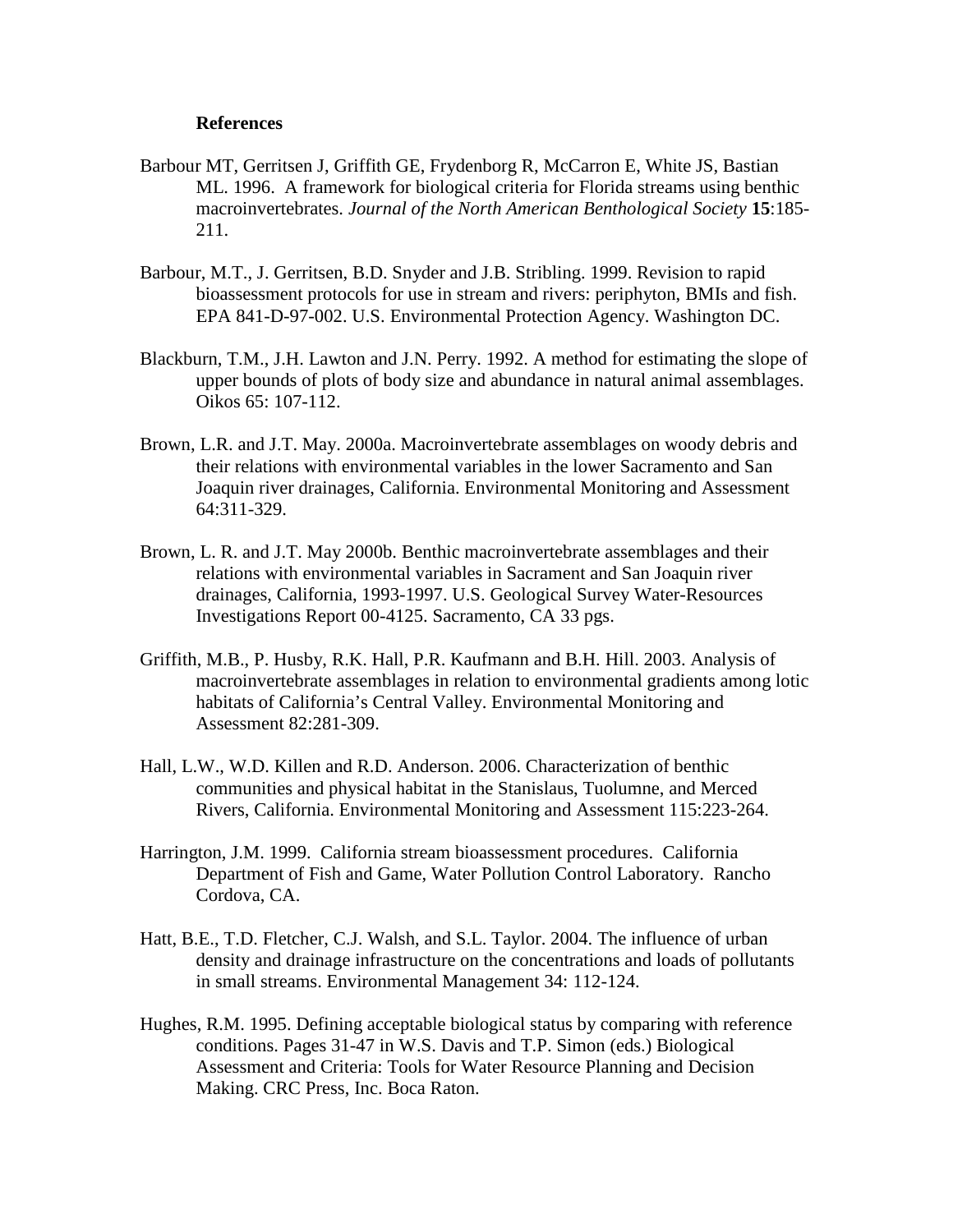## References

Barbour MT, Gerritsen J, Griffith GE, Frydenborg R, McCarron E, White JS, Bastian ML. 1996. A framework for biological criteria for Florida streams using benthic macroinvertebrates. *Journal of the North American Benthological Society* **15**:185-211.

Barbour, M.T., J. Gerritsen, B.D. Snyder and J.B. Stribling. 1999. Revision to rapid bioassessment protocols for use in stream and rivers: periphyton, BMIs and fish. EPA 841-D-97-002. U.S. Environmental Protection Agency. Washington DC.

Blackburn, T.M., J.H. Lawton and J.N. Perry. 1992. A method for estimating the slope of upper bounds of plots of body size and abundance in natural animal assemblages. Oikos 65: 107-112.

Brown, L.R. and J.T. May. 2000a. Macroinvertebrate assemblages on woody debris and their relations with environmental variables in the lower Sacramento and San Joaquin river drainages, California. Environmental Monitoring and Assessment 64:311-329.

Brown, L. R. and J.T. May 2000b. Benthic macroinvertebrate assemblages and their relations with environmental variables in Sacrament and San Joaquin river drainages, California, 1993-1997. U.S. Geological Survey Water-Resources Investigations Report 00-4125. Sacramento, CA 33 pgs.

Griffith, M.B., P. Husby, R.K. Hall, P.R. Kaufmann and B.H. Hill. 2003. Analysis of macroinvertebrate assemblages in relation to environmental gradients among lotic habitats of California's Central Valley. Environmental Monitoring and Assessment 82:281-309.

Hall, L.W., W.D. Killen and R.D. Anderson. 2006. Characterization of benthic communities and physical habitat in the Stanislaus, Tuolumne, and Merced Rivers, California. Environmental Monitoring and Assessment 115:223-264.

Harrington, J.M. 1999. California stream bioassessment procedures. California Department of Fish and Game, Water Pollution Control Laboratory. Rancho Cordova, CA.

Hatt, B.E., T.D. Fletcher, C.J. Walsh, and S.L. Taylor. 2004. The influence of urban density and drainage infrastructure on the concentrations and loads of pollutants in small streams. Environmental Management 34: 112-124.

Hughes, R.M. 1995. Defining acceptable biological status by comparing with reference conditions. Pages 31-47 in W.S. Davis and T.P. Simon (eds.) Biological Assessment and Criteria: Tools for Water Resource Planning and Decision Making. CRC Press, Inc. Boca Raton.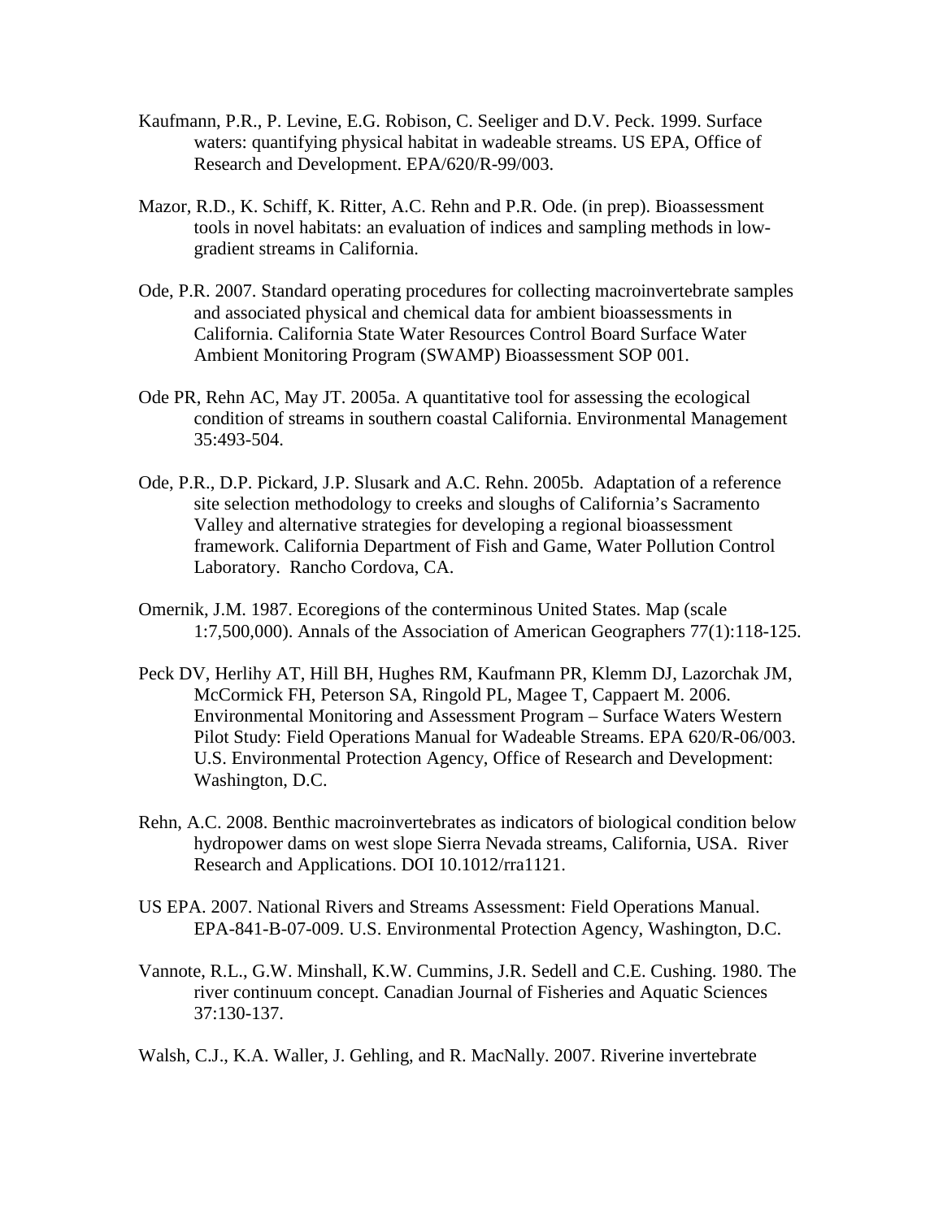Kaufmann, P.R., P. Levine, E.G. Robison, C. Seeliger and D.V. Peck. 1999. Surface waters: quantifying physical habitat in wadeable streams. US EPA, Office of Research and Development. EPA/620/R-99/003.

Mazor, R.D., K. Schiff, K. Ritter, A.C. Rehn and P.R. Ode. (in prep). Bioassessment tools in novel habitats: an evaluation of indices and sampling methods in low-gradient streams in California.

Ode, P.R. 2007. Standard operating procedures for collecting macroinvertebrate samples and associated physical and chemical data for ambient bioassessments in California. California State Water Resources Control Board Surface Water Ambient Monitoring Program (SWAMP) Bioassessment SOP 001.

Ode PR, Rehn AC, May JT. 2005a. A quantitative tool for assessing the ecological condition of streams in southern coastal California. Environmental Management 35:493-504.

Ode, P.R., D.P. Pickard, J.P. Slusark and A.C. Rehn. 2005b. Adaptation of a reference site selection methodology to creeks and sloughs of California's Sacramento Valley and alternative strategies for developing a regional bioassessment framework. California Department of Fish and Game, Water Pollution Control Laboratory. Rancho Cordova, CA.

Omernik, J.M. 1987. Ecoregions of the conterminous United States. Map (scale 1:7,500,000). Annals of the Association of American Geographers 77(1):118-125.

Peck DV, Herlihy AT, Hill BH, Hughes RM, Kaufmann PR, Klemm DJ, Lazorchak JM, McCormick FH, Peterson SA, Ringold PL, Magee T, Cappaert M. 2006. Environmental Monitoring and Assessment Program – Surface Waters Western Pilot Study: Field Operations Manual for Wadeable Streams. EPA 620/R-06/003. U.S. Environmental Protection Agency, Office of Research and Development: Washington, D.C.

Rehn, A.C. 2008. Benthic macroinvertebrates as indicators of biological condition below hydropower dams on west slope Sierra Nevada streams, California, USA. River Research and Applications. DOI 10.1012/rra1121.

US EPA. 2007. National Rivers and Streams Assessment: Field Operations Manual. EPA-841-B-07-009. U.S. Environmental Protection Agency, Washington, D.C.

Vannote, R.L., G.W. Minshall, K.W. Cummins, J.R. Sedell and C.E. Cushing. 1980. The river continuum concept. Canadian Journal of Fisheries and Aquatic Sciences 37:130-137.

Walsh, C.J., K.A. Waller, J. Gehling, and R. MacNally. 2007. Riverine invertebrate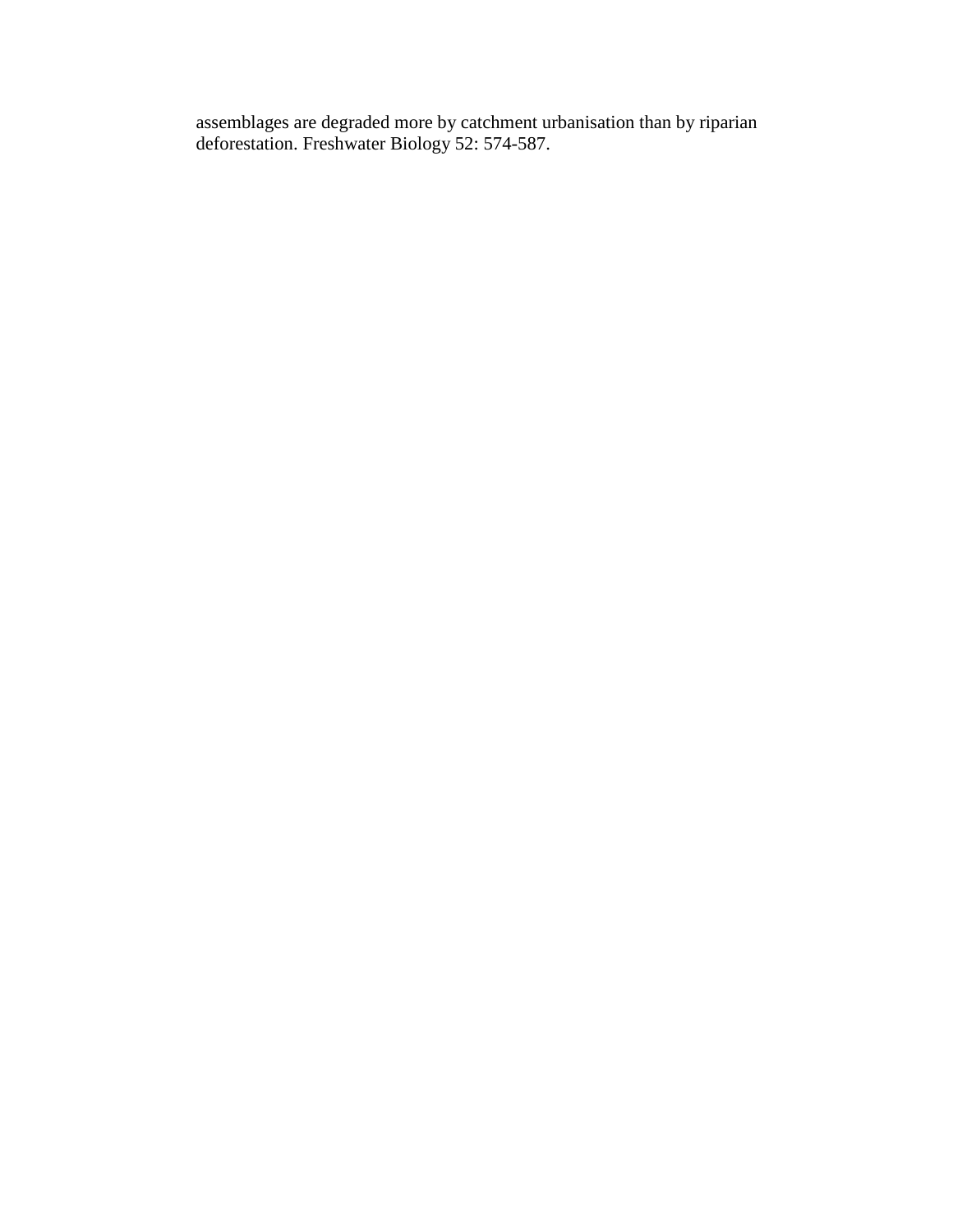assemblages are degraded more by catchment urbanisation than by riparian deforestation. Freshwater Biology 52: 574-587.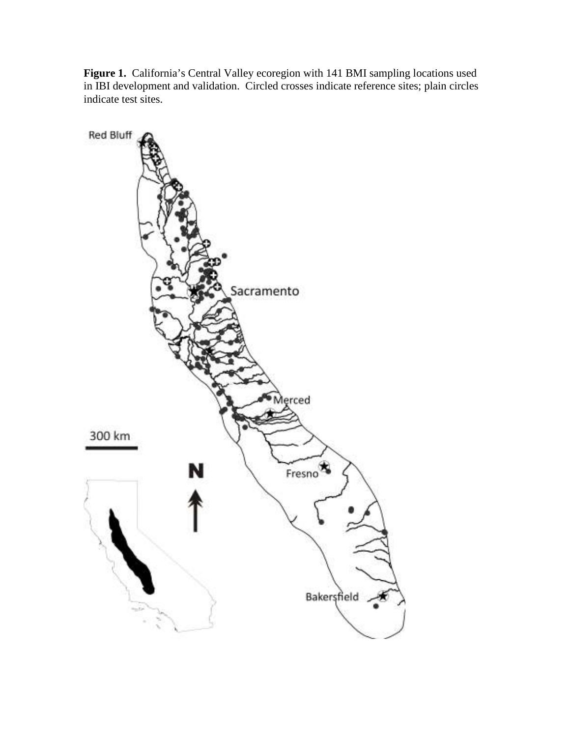**Figure 1.** California's Central Valley ecoregion with 141 BMI sampling locations used in IBI development and validation. Circled crosses indicate reference sites; plain circles indicate test sites.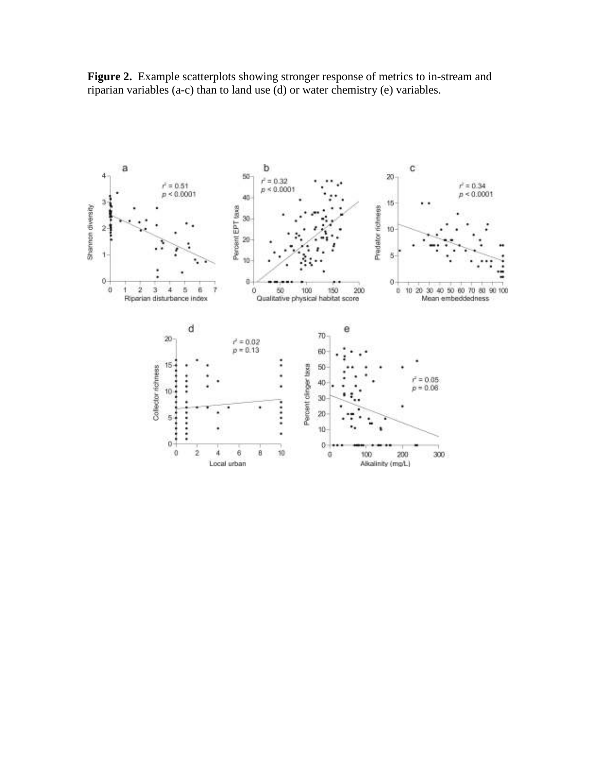**Figure 2.** Example scatterplots showing stronger response of metrics to in-stream and riparian variables (a-c) than to land use (d) or water chemistry (e) variables.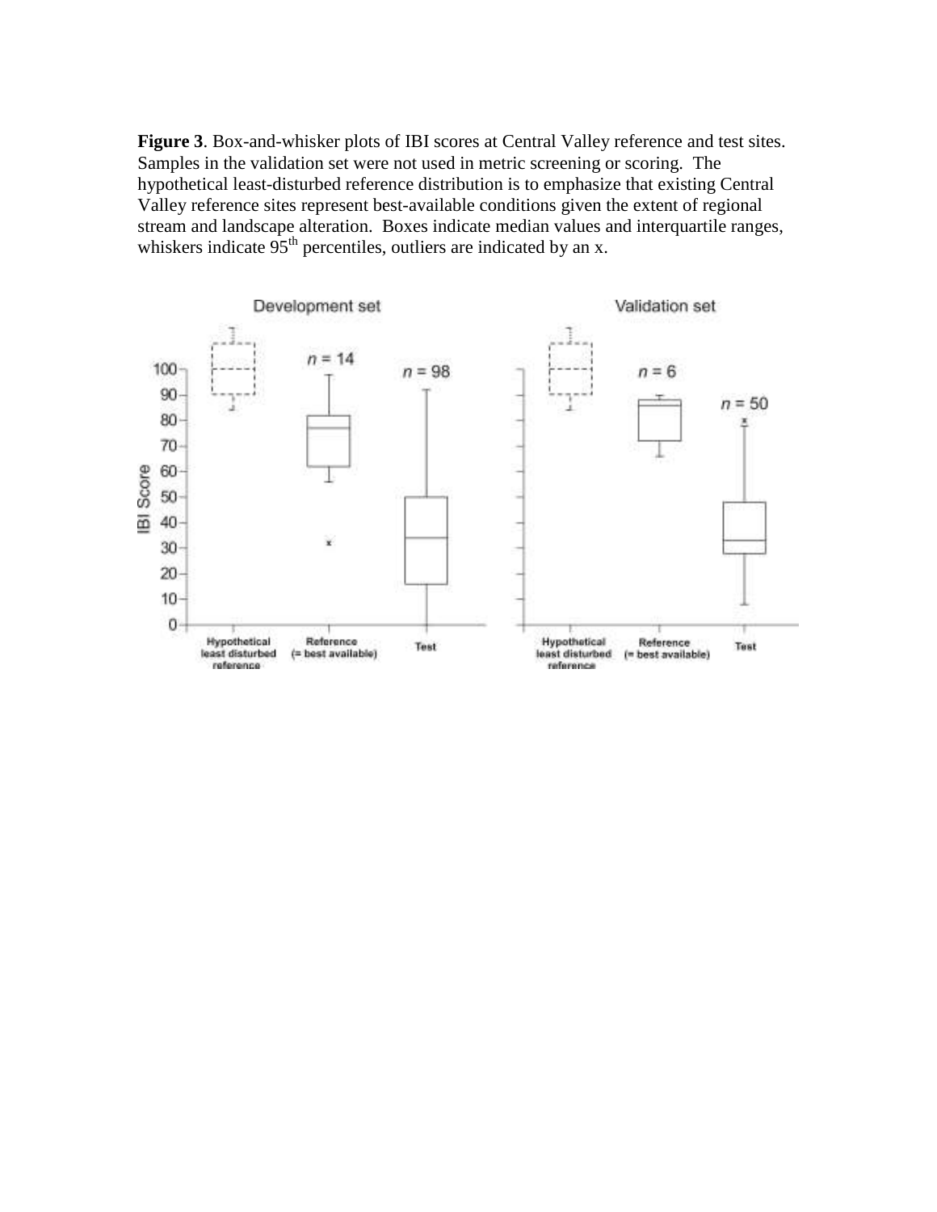**Figure 3**. Box-and-whisker plots of IBI scores at Central Valley reference and test sites. Samples in the validation set were not used in metric screening or scoring. The hypothetical least-disturbed reference distribution is to emphasize that existing Central Valley reference sites represent best-available conditions given the extent of regional stream and landscape alteration. Boxes indicate median values and interquartile ranges, whiskers indicate 95th percentiles, outliers are indicated by an x.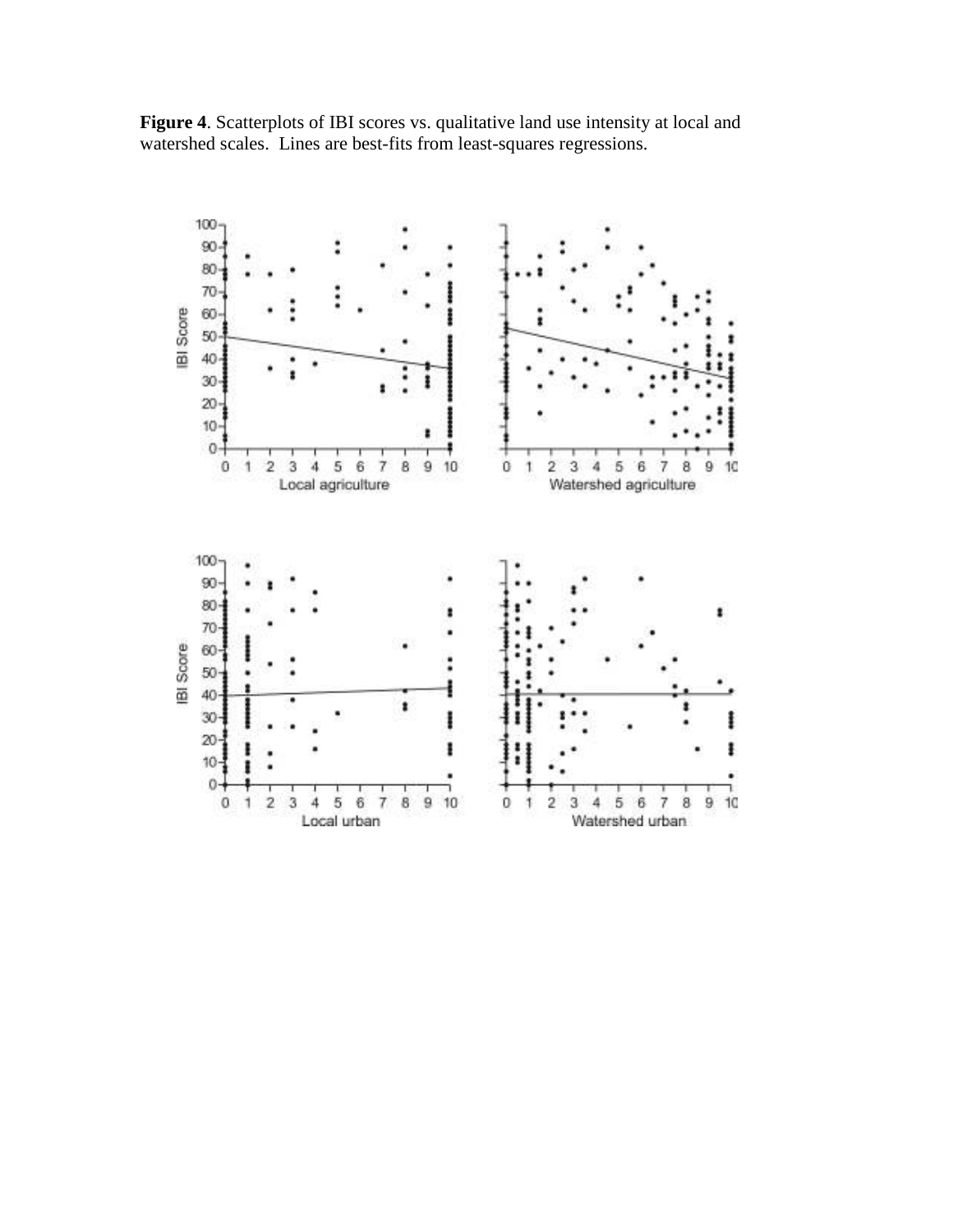**Figure 4**. Scatterplots of IBI scores vs. qualitative land use intensity at local and watershed scales. Lines are best-fits from least-squares regressions.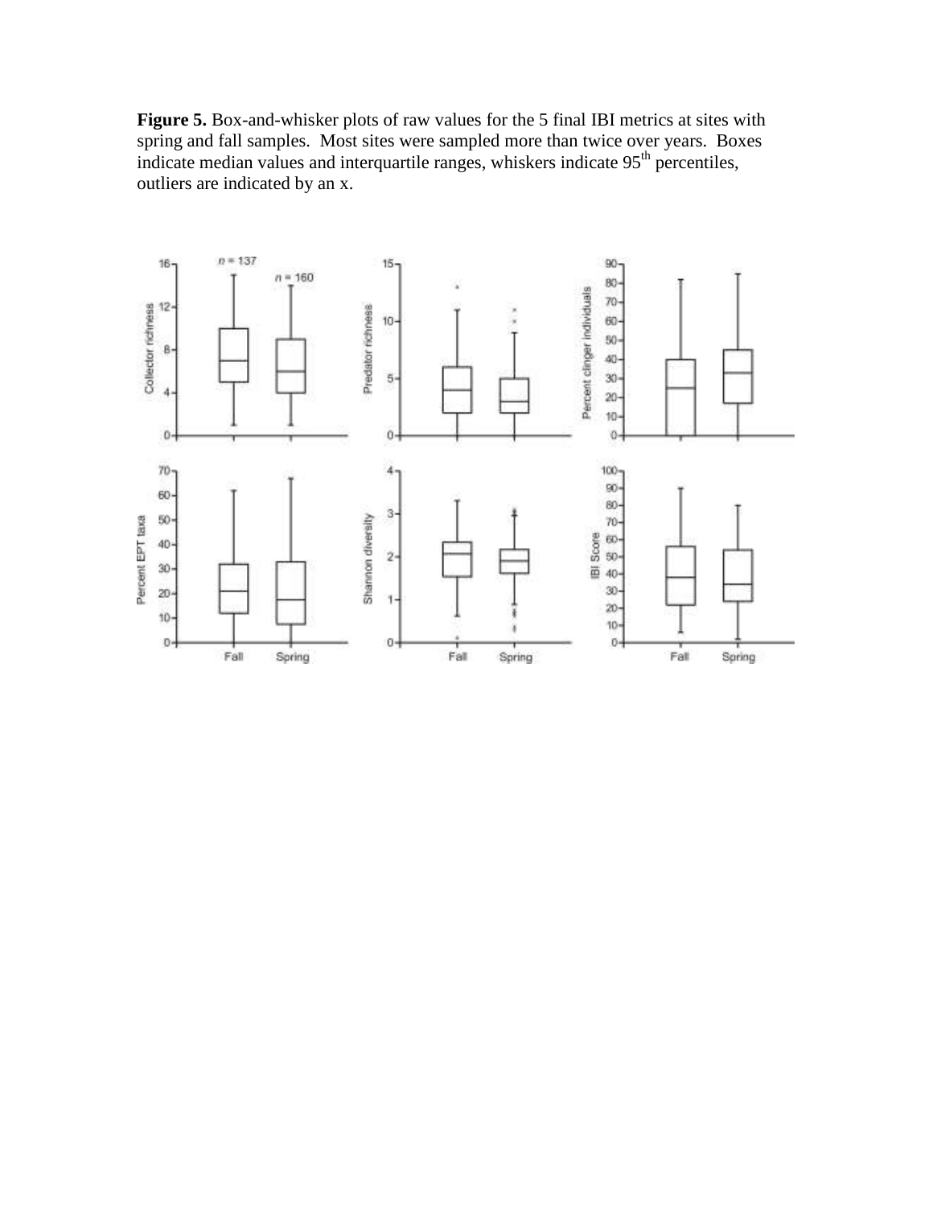**Figure 5.** Box-and-whisker plots of raw values for the 5 final IBI metrics at sites with spring and fall samples. Most sites were sampled more than twice over years. Boxes indicate median values and interquartile ranges, whiskers indicate 95th percentiles, outliers are indicated by an x.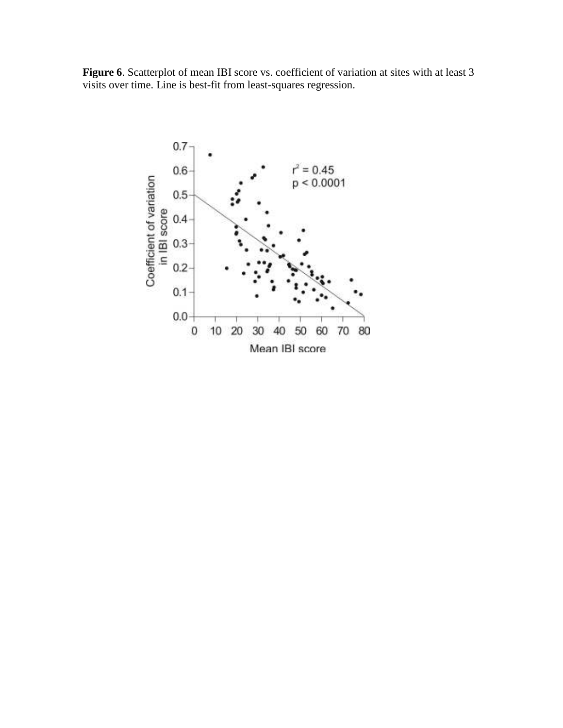**Figure 6**. Scatterplot of mean IBI score vs. coefficient of variation at sites with at least 3 visits over time. Line is best-fit from least-squares regression.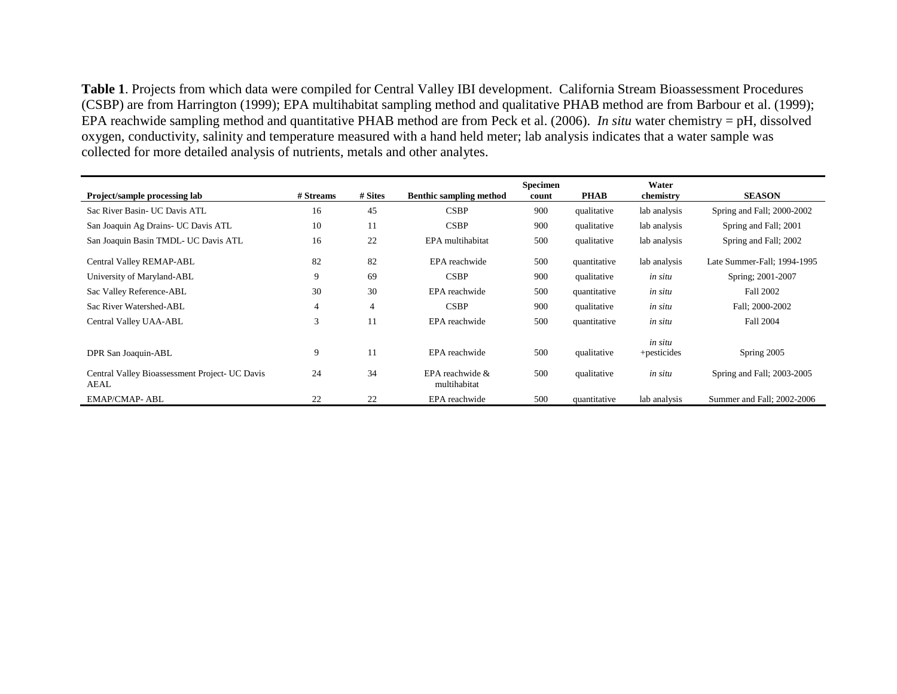**Table 1**. Projects from which data were compiled for Central Valley IBI development. California Stream Bioassessment Procedures (CSBP) are from Harrington (1999); EPA multihabitat sampling method and qualitative PHAB method are from Barbour et al. (1999); EPA reachwide sampling method and quantitative PHAB method are from Peck et al. (2006). *In situ* water chemistry = pH, dissolved oxygen, conductivity, salinity and temperature measured with a hand held meter; lab analysis indicates that a water sample was collected for more detailed analysis of nutrients, metals and other analytes.

| Project/sample processing lab | # Streams | # Sites | Benthic sampling method | Specimen count | PHAB | Water chemistry | SEASON |
|---|---|---|---|---|---|---|---|
| Sac River Basin- UC Davis ATL | 16 | 45 | CSBP | 900 | qualitative | lab analysis | Spring and Fall; 2000-2002 |
| San Joaquin Ag Drains- UC Davis ATL | 10 | 11 | CSBP | 900 | qualitative | lab analysis | Spring and Fall; 2001 |
| San Joaquin Basin TMDL- UC Davis ATL | 16 | 22 | EPA multihabitat | 500 | qualitative | lab analysis | Spring and Fall; 2002 |
| Central Valley REMAP-ABL | 82 | 82 | EPA reachwide | 500 | quantitative | lab analysis | Late Summer-Fall; 1994-1995 |
| University of Maryland-ABL | 9 | 69 | CSBP | 900 | qualitative | *in situ* | Spring; 2001-2007 |
| Sac Valley Reference-ABL | 30 | 30 | EPA reachwide | 500 | quantitative | *in situ* | Fall 2002 |
| Sac River Watershed-ABL | 4 | 4 | CSBP | 900 | qualitative | *in situ* | Fall; 2000-2002 |
| Central Valley UAA-ABL | 3 | 11 | EPA reachwide | 500 | quantitative | *in situ* | Fall 2004 |
| DPR San Joaquin-ABL | 9 | 11 | EPA reachwide | 500 | qualitative | *in situ* +pesticides | Spring 2005 |
| Central Valley Bioassessment Project- UC Davis AEAL | 24 | 34 | EPA reachwide & multihabitat | 500 | qualitative | *in situ* | Spring and Fall; 2003-2005 |
| EMAP/CMAP- ABL | 22 | 22 | EPA reachwide | 500 | quantitative | lab analysis | Summer and Fall; 2002-2006 |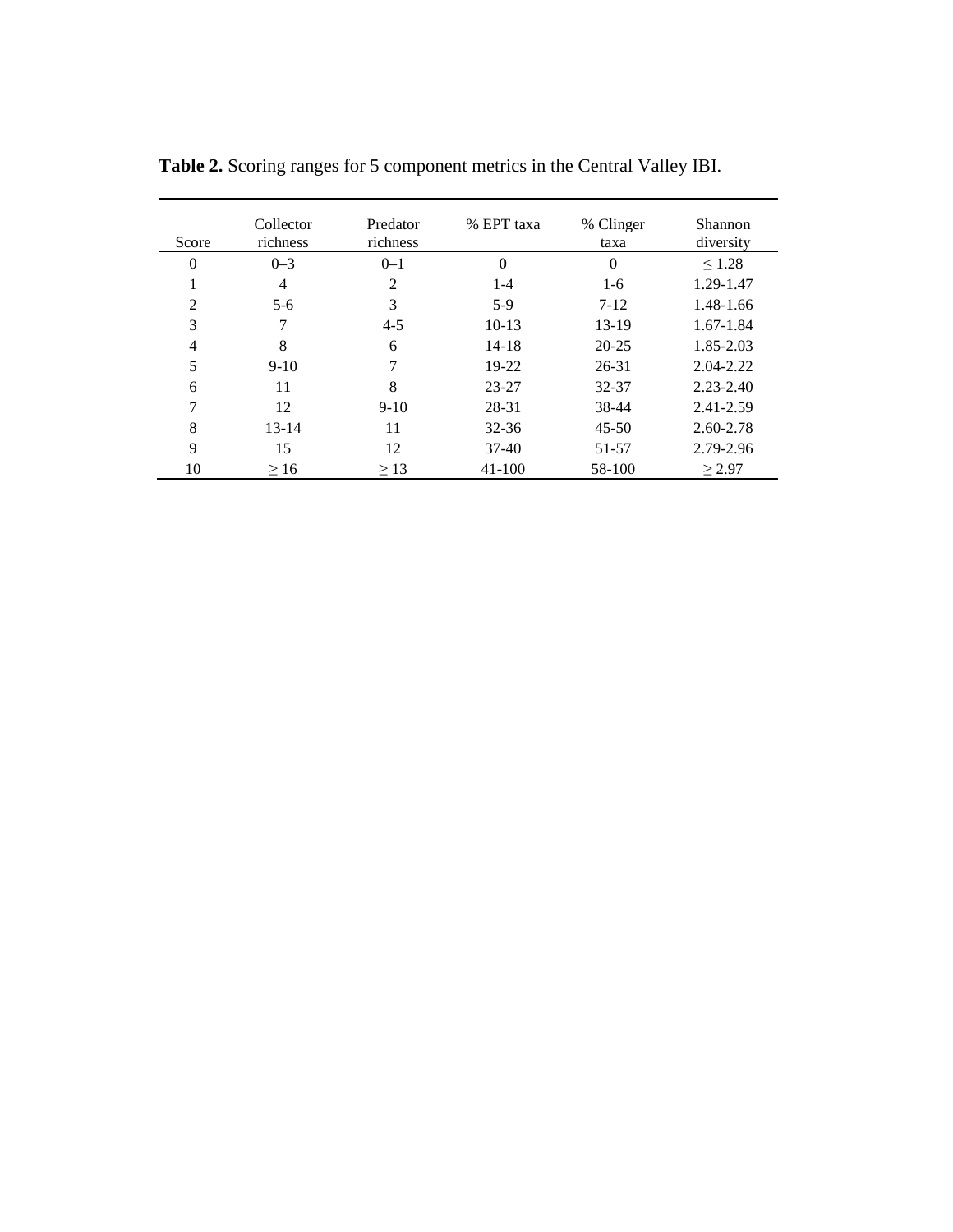**Table 2.** Scoring ranges for 5 component metrics in the Central Valley IBI.

| Score | Collector richness | Predator richness | % EPT taxa | % Clinger taxa | Shannon diversity |
|---|---|---|---|---|---|
| 0 | 0–3 | 0–1 | 0 | 0 | ≤ 1.28 |
| 1 | 4 | 2 | 1-4 | 1-6 | 1.29-1.47 |
| 2 | 5-6 | 3 | 5-9 | 7-12 | 1.48-1.66 |
| 3 | 7 | 4-5 | 10-13 | 13-19 | 1.67-1.84 |
| 4 | 8 | 6 | 14-18 | 20-25 | 1.85-2.03 |
| 5 | 9-10 | 7 | 19-22 | 26-31 | 2.04-2.22 |
| 6 | 11 | 8 | 23-27 | 32-37 | 2.23-2.40 |
| 7 | 12 | 9-10 | 28-31 | 38-44 | 2.41-2.59 |
| 8 | 13-14 | 11 | 32-36 | 45-50 | 2.60-2.78 |
| 9 | 15 | 12 | 37-40 | 51-57 | 2.79-2.96 |
| 10 | ≥ 16 | ≥ 13 | 41-100 | 58-100 | ≥ 2.97 |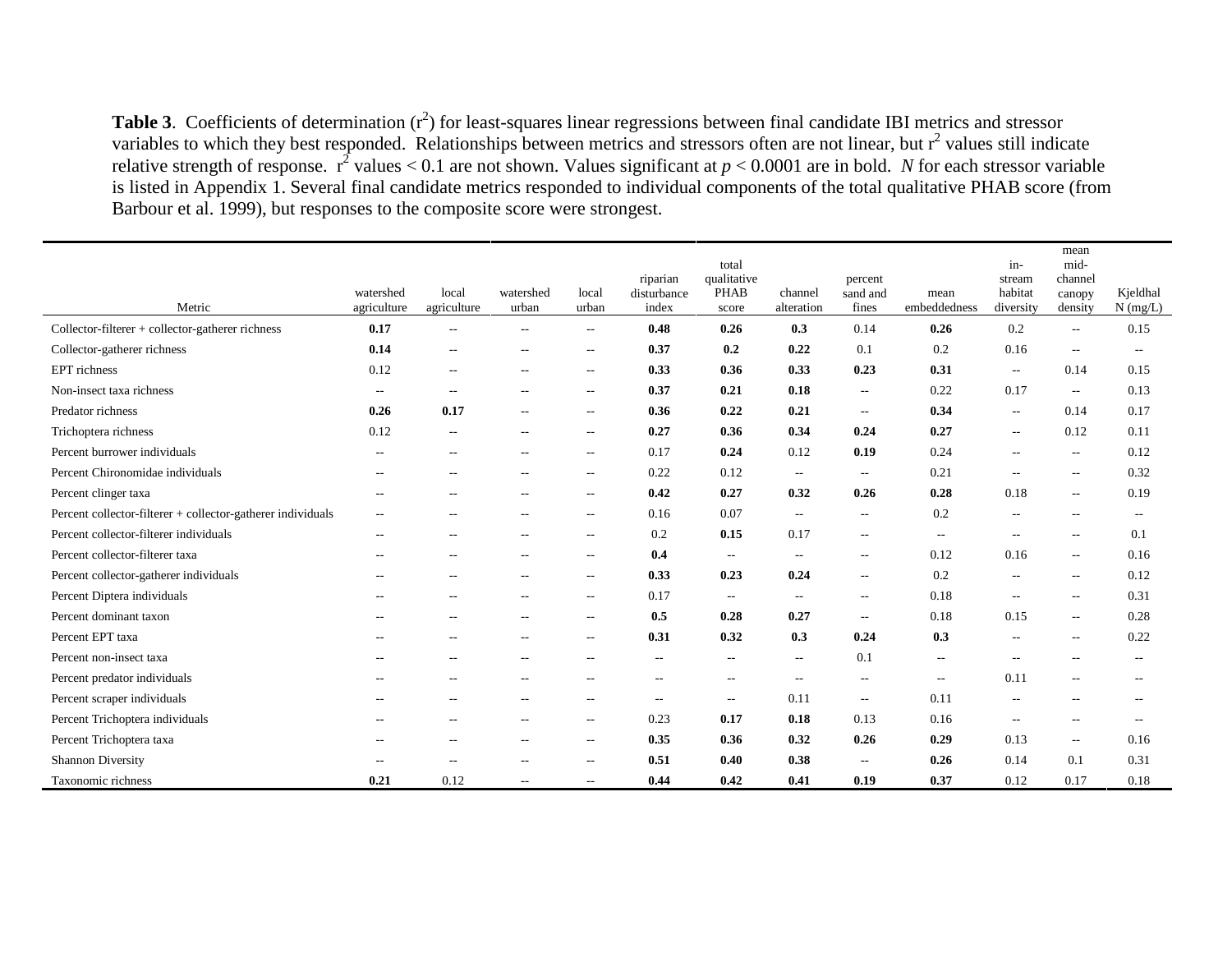**Table 3**. Coefficients of determination ($r^2$) for least-squares linear regressions between final candidate IBI metrics and stressor variables to which they best responded. Relationships between metrics and stressors often are not linear, but $r^2$ values still indicate relative strength of response. $r^2$ values < 0.1 are not shown. Values significant at $p < 0.0001$ are in bold. *N* for each stressor variable is listed in Appendix 1. Several final candidate metrics responded to individual components of the total qualitative PHAB score (from Barbour et al. 1999), but responses to the composite score were strongest.

| Metric | watershed agriculture | local agriculture | watershed urban | local urban | riparian disturbance index | total qualitative PHAB score | channel alteration | percent sand and fines | mean embeddedness | in-stream habitat diversity | mean mid-channel canopy density | Kjeldhal N (mg/L) |
|---|---|---|---|---|---|---|---|---|---|---|---|---|
| Collector-filterer + collector-gatherer richness | **0.17** | -- | -- | -- | **0.48** | **0.26** | **0.3** | 0.14 | **0.26** | 0.2 | -- | 0.15 |
| Collector-gatherer richness | **0.14** | -- | -- | -- | **0.37** | **0.2** | **0.22** | 0.1 | 0.2 | 0.16 | -- | -- |
| EPT richness | 0.12 | -- | -- | -- | **0.33** | **0.36** | **0.33** | **0.23** | **0.31** | -- | 0.14 | 0.15 |
| Non-insect taxa richness | -- | -- | -- | -- | **0.37** | **0.21** | **0.18** | -- | 0.22 | 0.17 | -- | 0.13 |
| Predator richness | **0.26** | **0.17** | -- | -- | **0.36** | **0.22** | **0.21** | -- | **0.34** | -- | 0.14 | 0.17 |
| Trichoptera richness | 0.12 | -- | -- | -- | **0.27** | **0.36** | **0.34** | **0.24** | **0.27** | -- | 0.12 | 0.11 |
| Percent burrower individuals | -- | -- | -- | -- | 0.17 | **0.24** | 0.12 | **0.19** | 0.24 | -- | -- | 0.12 |
| Percent Chironomidae individuals | -- | -- | -- | -- | 0.22 | 0.12 | -- | -- | 0.21 | -- | -- | 0.32 |
| Percent clinger taxa | -- | -- | -- | -- | **0.42** | **0.27** | **0.32** | **0.26** | **0.28** | 0.18 | -- | 0.19 |
| Percent collector-filterer + collector-gatherer individuals | -- | -- | -- | -- | 0.16 | 0.07 | -- | -- | 0.2 | -- | -- | -- |
| Percent collector-filterer individuals | -- | -- | -- | -- | 0.2 | **0.15** | 0.17 | -- | -- | -- | -- | 0.1 |
| Percent collector-filterer taxa | -- | -- | -- | -- | **0.4** | -- | -- | -- | 0.12 | 0.16 | -- | 0.16 |
| Percent collector-gatherer individuals | -- | -- | -- | -- | **0.33** | **0.23** | **0.24** | -- | 0.2 | -- | -- | 0.12 |
| Percent Diptera individuals | -- | -- | -- | -- | 0.17 | -- | -- | -- | 0.18 | -- | -- | 0.31 |
| Percent dominant taxon | -- | -- | -- | -- | **0.5** | **0.28** | **0.27** | -- | 0.18 | 0.15 | -- | 0.28 |
| Percent EPT taxa | -- | -- | -- | -- | **0.31** | **0.32** | **0.3** | **0.24** | **0.3** | -- | -- | 0.22 |
| Percent non-insect taxa | -- | -- | -- | -- | -- | -- | -- | 0.1 | -- | -- | -- | -- |
| Percent predator individuals | -- | -- | -- | -- | -- | -- | -- | -- | -- | 0.11 | -- | -- |
| Percent scraper individuals | -- | -- | -- | -- | -- | -- | 0.11 | -- | 0.11 | -- | -- | -- |
| Percent Trichoptera individuals | -- | -- | -- | -- | 0.23 | **0.17** | **0.18** | 0.13 | 0.16 | -- | -- | -- |
| Percent Trichoptera taxa | -- | -- | -- | -- | **0.35** | **0.36** | **0.32** | **0.26** | **0.29** | 0.13 | -- | 0.16 |
| Shannon Diversity | -- | -- | -- | -- | **0.51** | **0.40** | **0.38** | -- | **0.26** | 0.14 | 0.1 | 0.31 |
| Taxonomic richness | **0.21** | 0.12 | -- | -- | **0.44** | **0.42** | **0.41** | **0.19** | **0.37** | 0.12 | 0.17 | 0.18 |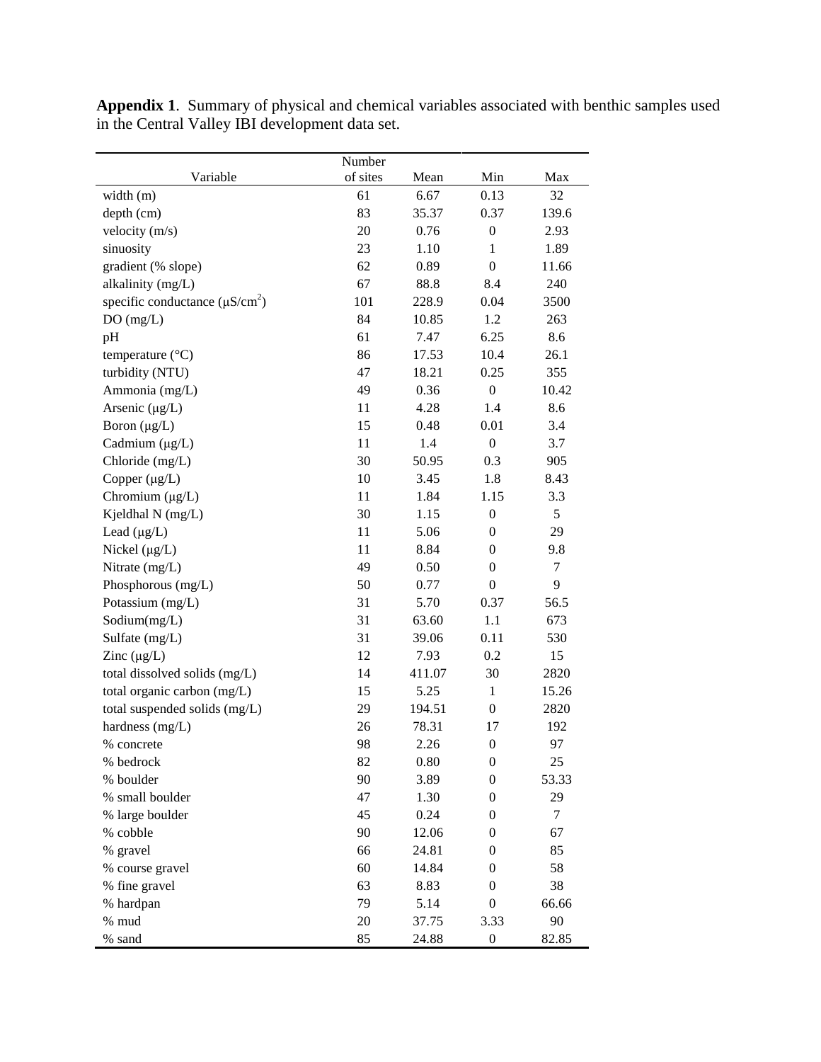**Appendix 1**. Summary of physical and chemical variables associated with benthic samples used in the Central Valley IBI development data set.

| Variable | Number of sites | Mean | Min | Max |
|---|---|---|---|---|
| width (m) | 61 | 6.67 | 0.13 | 32 |
| depth (cm) | 83 | 35.37 | 0.37 | 139.6 |
| velocity (m/s) | 20 | 0.76 | 0 | 2.93 |
| sinuosity | 23 | 1.10 | 1 | 1.89 |
| gradient (% slope) | 62 | 0.89 | 0 | 11.66 |
| alkalinity (mg/L) | 67 | 88.8 | 8.4 | 240 |
| specific conductance ($\mu S/cm^2$) | 101 | 228.9 | 0.04 | 3500 |
| DO (mg/L) | 84 | 10.85 | 1.2 | 263 |
| pH | 61 | 7.47 | 6.25 | 8.6 |
| temperature (°C) | 86 | 17.53 | 10.4 | 26.1 |
| turbidity (NTU) | 47 | 18.21 | 0.25 | 355 |
| Ammonia (mg/L) | 49 | 0.36 | 0 | 10.42 |
| Arsenic (µg/L) | 11 | 4.28 | 1.4 | 8.6 |
| Boron (µg/L) | 15 | 0.48 | 0.01 | 3.4 |
| Cadmium (µg/L) | 11 | 1.4 | 0 | 3.7 |
| Chloride (mg/L) | 30 | 50.95 | 0.3 | 905 |
| Copper (µg/L) | 10 | 3.45 | 1.8 | 8.43 |
| Chromium (µg/L) | 11 | 1.84 | 1.15 | 3.3 |
| Kjeldhal N (mg/L) | 30 | 1.15 | 0 | 5 |
| Lead (µg/L) | 11 | 5.06 | 0 | 29 |
| Nickel (µg/L) | 11 | 8.84 | 0 | 9.8 |
| Nitrate (mg/L) | 49 | 0.50 | 0 | 7 |
| Phosphorous (mg/L) | 50 | 0.77 | 0 | 9 |
| Potassium (mg/L) | 31 | 5.70 | 0.37 | 56.5 |
| Sodium(mg/L) | 31 | 63.60 | 1.1 | 673 |
| Sulfate (mg/L) | 31 | 39.06 | 0.11 | 530 |
| Zinc (µg/L) | 12 | 7.93 | 0.2 | 15 |
| total dissolved solids (mg/L) | 14 | 411.07 | 30 | 2820 |
| total organic carbon (mg/L) | 15 | 5.25 | 1 | 15.26 |
| total suspended solids (mg/L) | 29 | 194.51 | 0 | 2820 |
| hardness (mg/L) | 26 | 78.31 | 17 | 192 |
| % concrete | 98 | 2.26 | 0 | 97 |
| % bedrock | 82 | 0.80 | 0 | 25 |
| % boulder | 90 | 3.89 | 0 | 53.33 |
| % small boulder | 47 | 1.30 | 0 | 29 |
| % large boulder | 45 | 0.24 | 0 | 7 |
| % cobble | 90 | 12.06 | 0 | 67 |
| % gravel | 66 | 24.81 | 0 | 85 |
| % course gravel | 60 | 14.84 | 0 | 58 |
| % fine gravel | 63 | 8.83 | 0 | 38 |
| % hardpan | 79 | 5.14 | 0 | 66.66 |
| % mud | 20 | 37.75 | 3.33 | 90 |
| % sand | 85 | 24.88 | 0 | 82.85 |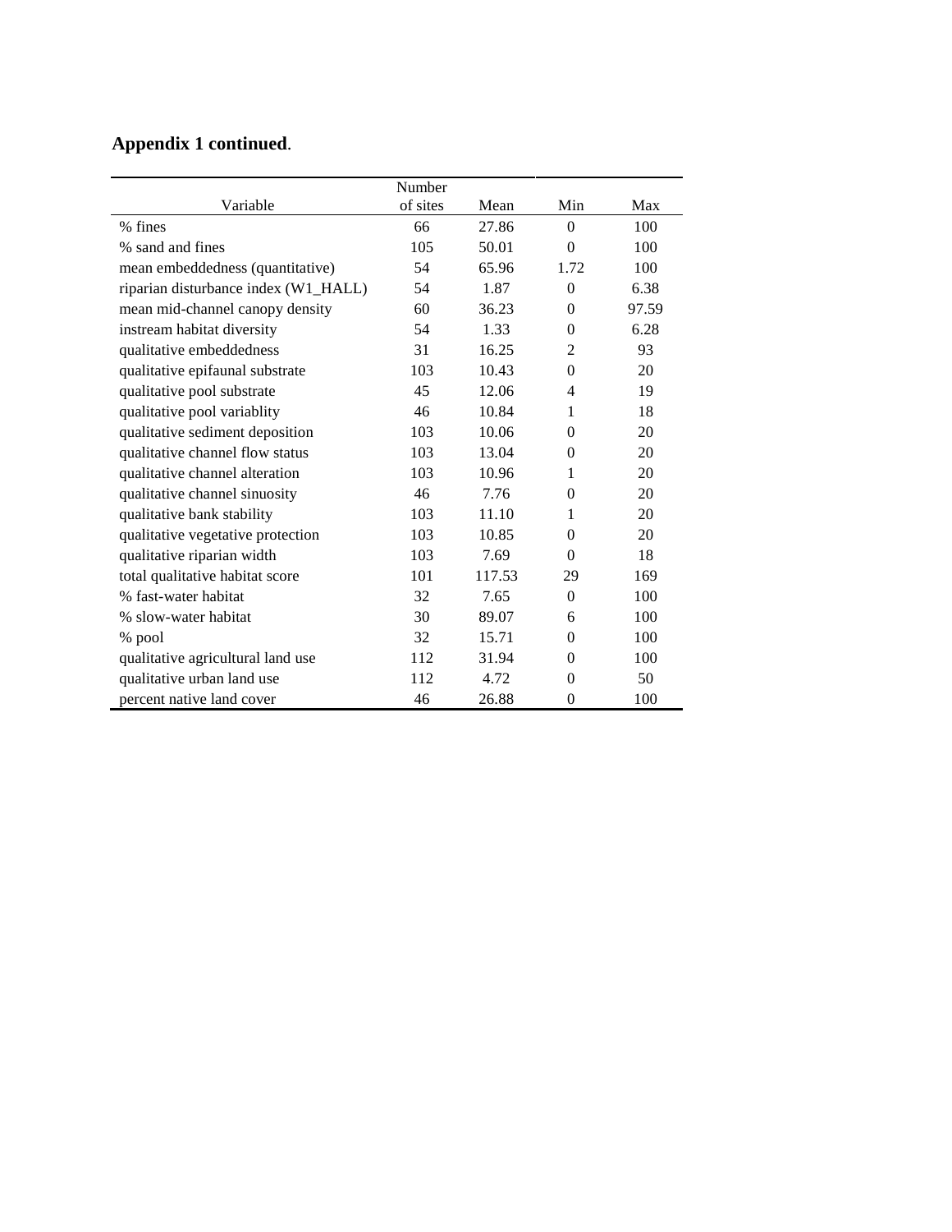**Appendix 1 continued**.

| Variable | Number of sites | Mean | Min | Max |
|---|---|---|---|---|
| % fines | 66 | 27.86 | 0 | 100 |
| % sand and fines | 105 | 50.01 | 0 | 100 |
| mean embeddedness (quantitative) | 54 | 65.96 | 1.72 | 100 |
| riparian disturbance index (W1_HALL) | 54 | 1.87 | 0 | 6.38 |
| mean mid-channel canopy density | 60 | 36.23 | 0 | 97.59 |
| instream habitat diversity | 54 | 1.33 | 0 | 6.28 |
| qualitative embeddedness | 31 | 16.25 | 2 | 93 |
| qualitative epifaunal substrate | 103 | 10.43 | 0 | 20 |
| qualitative pool substrate | 45 | 12.06 | 4 | 19 |
| qualitative pool variablity | 46 | 10.84 | 1 | 18 |
| qualitative sediment deposition | 103 | 10.06 | 0 | 20 |
| qualitative channel flow status | 103 | 13.04 | 0 | 20 |
| qualitative channel alteration | 103 | 10.96 | 1 | 20 |
| qualitative channel sinuosity | 46 | 7.76 | 0 | 20 |
| qualitative bank stability | 103 | 11.10 | 1 | 20 |
| qualitative vegetative protection | 103 | 10.85 | 0 | 20 |
| qualitative riparian width | 103 | 7.69 | 0 | 18 |
| total qualitative habitat score | 101 | 117.53 | 29 | 169 |
| % fast-water habitat | 32 | 7.65 | 0 | 100 |
| % slow-water habitat | 30 | 89.07 | 6 | 100 |
| % pool | 32 | 15.71 | 0 | 100 |
| qualitative agricultural land use | 112 | 31.94 | 0 | 100 |
| qualitative urban land use | 112 | 4.72 | 0 | 50 |
| percent native land cover | 46 | 26.88 | 0 | 100 |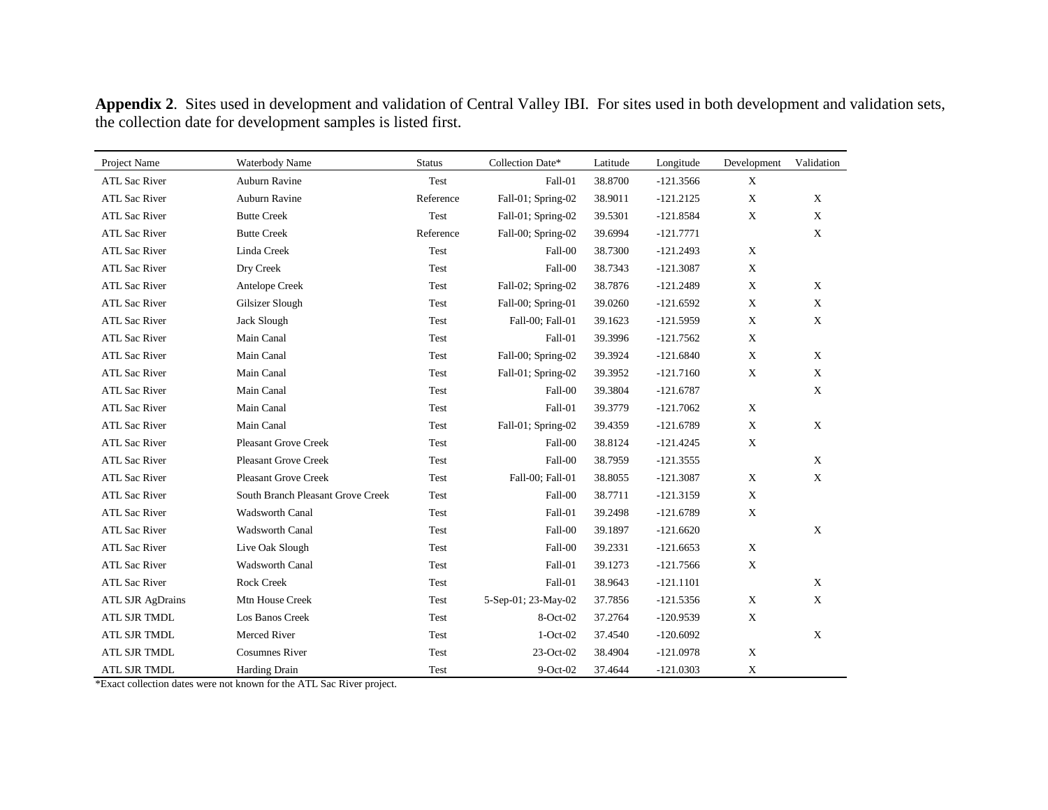**Appendix 2**. Sites used in development and validation of Central Valley IBI. For sites used in both development and validation sets, the collection date for development samples is listed first.

| Project Name | Waterbody Name | Status | Collection Date* | Latitude | Longitude | Development | Validation |
|---|---|---|---|---|---|---|---|
| ATL Sac River | Auburn Ravine | Test | Fall-01 | 38.8700 | -121.3566 | X | |
| ATL Sac River | Auburn Ravine | Reference | Fall-01; Spring-02 | 38.9011 | -121.2125 | X | X |
| ATL Sac River | Butte Creek | Test | Fall-01; Spring-02 | 39.5301 | -121.8584 | X | X |
| ATL Sac River | Butte Creek | Reference | Fall-00; Spring-02 | 39.6994 | -121.7771 | | X |
| ATL Sac River | Linda Creek | Test | Fall-00 | 38.7300 | -121.2493 | X | |
| ATL Sac River | Dry Creek | Test | Fall-00 | 38.7343 | -121.3087 | X | |
| ATL Sac River | Antelope Creek | Test | Fall-02; Spring-02 | 38.7876 | -121.2489 | X | X |
| ATL Sac River | Gilsizer Slough | Test | Fall-00; Spring-01 | 39.0260 | -121.6592 | X | X |
| ATL Sac River | Jack Slough | Test | Fall-00; Fall-01 | 39.1623 | -121.5959 | X | X |
| ATL Sac River | Main Canal | Test | Fall-01 | 39.3996 | -121.7562 | X | |
| ATL Sac River | Main Canal | Test | Fall-00; Spring-02 | 39.3924 | -121.6840 | X | X |
| ATL Sac River | Main Canal | Test | Fall-01; Spring-02 | 39.3952 | -121.7160 | X | X |
| ATL Sac River | Main Canal | Test | Fall-00 | 39.3804 | -121.6787 | | X |
| ATL Sac River | Main Canal | Test | Fall-01 | 39.3779 | -121.7062 | X | |
| ATL Sac River | Main Canal | Test | Fall-01; Spring-02 | 39.4359 | -121.6789 | X | X |
| ATL Sac River | Pleasant Grove Creek | Test | Fall-00 | 38.8124 | -121.4245 | X | |
| ATL Sac River | Pleasant Grove Creek | Test | Fall-00 | 38.7959 | -121.3555 | | X |
| ATL Sac River | Pleasant Grove Creek | Test | Fall-00; Fall-01 | 38.8055 | -121.3087 | X | X |
| ATL Sac River | South Branch Pleasant Grove Creek | Test | Fall-00 | 38.7711 | -121.3159 | X | |
| ATL Sac River | Wadsworth Canal | Test | Fall-01 | 39.2498 | -121.6789 | X | |
| ATL Sac River | Wadsworth Canal | Test | Fall-00 | 39.1897 | -121.6620 | | X |
| ATL Sac River | Live Oak Slough | Test | Fall-00 | 39.2331 | -121.6653 | X | |
| ATL Sac River | Wadsworth Canal | Test | Fall-01 | 39.1273 | -121.7566 | X | |
| ATL Sac River | Rock Creek | Test | Fall-01 | 38.9643 | -121.1101 | | X |
| ATL SJR AgDrains | Mtn House Creek | Test | 5-Sep-01; 23-May-02 | 37.7856 | -121.5356 | X | X |
| ATL SJR TMDL | Los Banos Creek | Test | 8-Oct-02 | 37.2764 | -120.9539 | X | |
| ATL SJR TMDL | Merced River | Test | 1-Oct-02 | 37.4540 | -120.6092 | | X |
| ATL SJR TMDL | Cosumnes River | Test | 23-Oct-02 | 38.4904 | -121.0978 | X | |
| ATL SJR TMDL | Harding Drain | Test | 9-Oct-02 | 37.4644 | -121.0303 | X | |

*Exact collection dates were not known for the ATL Sac River project.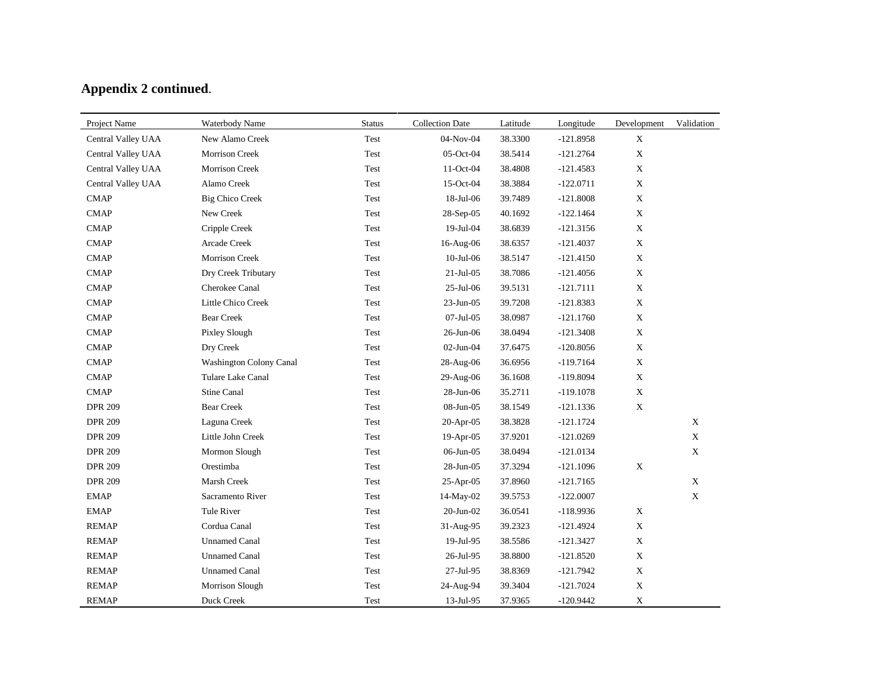**Appendix 2 continued**.

| Project Name | Waterbody Name | Status | Collection Date | Latitude | Longitude | Development | Validation |
|---|---|---|---|---|---|---|---|
| Central Valley UAA | New Alamo Creek | Test | 04-Nov-04 | 38.3300 | -121.8958 | X | |
| Central Valley UAA | Morrison Creek | Test | 05-Oct-04 | 38.5414 | -121.2764 | X | |
| Central Valley UAA | Morrison Creek | Test | 11-Oct-04 | 38.4808 | -121.4583 | X | |
| Central Valley UAA | Alamo Creek | Test | 15-Oct-04 | 38.3884 | -122.0711 | X | |
| CMAP | Big Chico Creek | Test | 18-Jul-06 | 39.7489 | -121.8008 | X | |
| CMAP | New Creek | Test | 28-Sep-05 | 40.1692 | -122.1464 | X | |
| CMAP | Cripple Creek | Test | 19-Jul-04 | 38.6839 | -121.3156 | X | |
| CMAP | Arcade Creek | Test | 16-Aug-06 | 38.6357 | -121.4037 | X | |
| CMAP | Morrison Creek | Test | 10-Jul-06 | 38.5147 | -121.4150 | X | |
| CMAP | Dry Creek Tributary | Test | 21-Jul-05 | 38.7086 | -121.4056 | X | |
| CMAP | Cherokee Canal | Test | 25-Jul-06 | 39.5131 | -121.7111 | X | |
| CMAP | Little Chico Creek | Test | 23-Jun-05 | 39.7208 | -121.8383 | X | |
| CMAP | Bear Creek | Test | 07-Jul-05 | 38.0987 | -121.1760 | X | |
| CMAP | Pixley Slough | Test | 26-Jun-06 | 38.0494 | -121.3408 | X | |
| CMAP | Dry Creek | Test | 02-Jun-04 | 37.6475 | -120.8056 | X | |
| CMAP | Washington Colony Canal | Test | 28-Aug-06 | 36.6956 | -119.7164 | X | |
| CMAP | Tulare Lake Canal | Test | 29-Aug-06 | 36.1608 | -119.8094 | X | |
| CMAP | Stine Canal | Test | 28-Jun-06 | 35.2711 | -119.1078 | X | |
| DPR 209 | Bear Creek | Test | 08-Jun-05 | 38.1549 | -121.1336 | X | |
| DPR 209 | Laguna Creek | Test | 20-Apr-05 | 38.3828 | -121.1724 | | X |
| DPR 209 | Little John Creek | Test | 19-Apr-05 | 37.9201 | -121.0269 | | X |
| DPR 209 | Mormon Slough | Test | 06-Jun-05 | 38.0494 | -121.0134 | | X |
| DPR 209 | Orestimba | Test | 28-Jun-05 | 37.3294 | -121.1096 | X | |
| DPR 209 | Marsh Creek | Test | 25-Apr-05 | 37.8960 | -121.7165 | | X |
| EMAP | Sacramento River | Test | 14-May-02 | 39.5753 | -122.0007 | | X |
| EMAP | Tule River | Test | 20-Jun-02 | 36.0541 | -118.9936 | X | |
| REMAP | Cordua Canal | Test | 31-Aug-95 | 39.2323 | -121.4924 | X | |
| REMAP | Unnamed Canal | Test | 19-Jul-95 | 38.5586 | -121.3427 | X | |
| REMAP | Unnamed Canal | Test | 26-Jul-95 | 38.8800 | -121.8520 | X | |
| REMAP | Unnamed Canal | Test | 27-Jul-95 | 38.8369 | -121.7942 | X | |
| REMAP | Morrison Slough | Test | 24-Aug-94 | 39.3404 | -121.7024 | X | |
| REMAP | Duck Creek | Test | 13-Jul-95 | 37.9365 | -120.9442 | X | |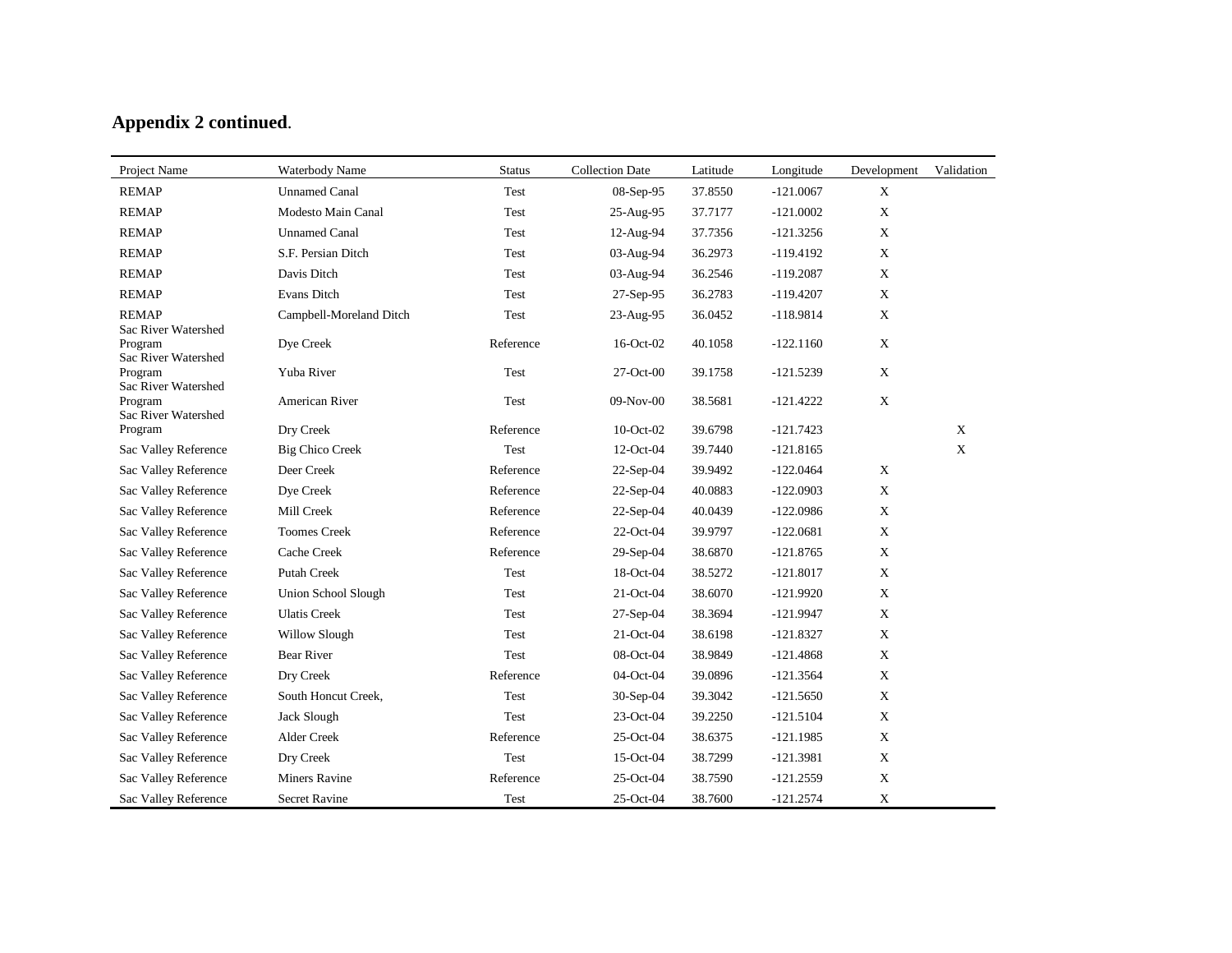**Appendix 2 continued**.

| Project Name | Waterbody Name | Status | Collection Date | Latitude | Longitude | Development | Validation |
|---|---|---|---|---|---|---|---|
| REMAP | Unnamed Canal | Test | 08-Sep-95 | 37.8550 | -121.0067 | X | |
| REMAP | Modesto Main Canal | Test | 25-Aug-95 | 37.7177 | -121.0002 | X | |
| REMAP | Unnamed Canal | Test | 12-Aug-94 | 37.7356 | -121.3256 | X | |
| REMAP | S.F. Persian Ditch | Test | 03-Aug-94 | 36.2973 | -119.4192 | X | |
| REMAP | Davis Ditch | Test | 03-Aug-94 | 36.2546 | -119.2087 | X | |
| REMAP | Evans Ditch | Test | 27-Sep-95 | 36.2783 | -119.4207 | X | |
| REMAP | Campbell-Moreland Ditch | Test | 23-Aug-95 | 36.0452 | -118.9814 | X | |
| Sac River Watershed Program | Dye Creek | Reference | 16-Oct-02 | 40.1058 | -122.1160 | X | |
| Sac River Watershed Program | Yuba River | Test | 27-Oct-00 | 39.1758 | -121.5239 | X | |
| Sac River Watershed Program | American River | Test | 09-Nov-00 | 38.5681 | -121.4222 | X | |
| Sac River Watershed Program | Dry Creek | Reference | 10-Oct-02 | 39.6798 | -121.7423 | | X |
| Sac Valley Reference | Big Chico Creek | Test | 12-Oct-04 | 39.7440 | -121.8165 | | X |
| Sac Valley Reference | Deer Creek | Reference | 22-Sep-04 | 39.9492 | -122.0464 | X | |
| Sac Valley Reference | Dye Creek | Reference | 22-Sep-04 | 40.0883 | -122.0903 | X | |
| Sac Valley Reference | Mill Creek | Reference | 22-Sep-04 | 40.0439 | -122.0986 | X | |
| Sac Valley Reference | Toomes Creek | Reference | 22-Oct-04 | 39.9797 | -122.0681 | X | |
| Sac Valley Reference | Cache Creek | Reference | 29-Sep-04 | 38.6870 | -121.8765 | X | |
| Sac Valley Reference | Putah Creek | Test | 18-Oct-04 | 38.5272 | -121.8017 | X | |
| Sac Valley Reference | Union School Slough | Test | 21-Oct-04 | 38.6070 | -121.9920 | X | |
| Sac Valley Reference | Ulatis Creek | Test | 27-Sep-04 | 38.3694 | -121.9947 | X | |
| Sac Valley Reference | Willow Slough | Test | 21-Oct-04 | 38.6198 | -121.8327 | X | |
| Sac Valley Reference | Bear River | Test | 08-Oct-04 | 38.9849 | -121.4868 | X | |
| Sac Valley Reference | Dry Creek | Reference | 04-Oct-04 | 39.0896 | -121.3564 | X | |
| Sac Valley Reference | South Honcut Creek, | Test | 30-Sep-04 | 39.3042 | -121.5650 | X | |
| Sac Valley Reference | Jack Slough | Test | 23-Oct-04 | 39.2250 | -121.5104 | X | |
| Sac Valley Reference | Alder Creek | Reference | 25-Oct-04 | 38.6375 | -121.1985 | X | |
| Sac Valley Reference | Dry Creek | Test | 15-Oct-04 | 38.7299 | -121.3981 | X | |
| Sac Valley Reference | Miners Ravine | Reference | 25-Oct-04 | 38.7590 | -121.2559 | X | |
| Sac Valley Reference | Secret Ravine | Test | 25-Oct-04 | 38.7600 | -121.2574 | X | |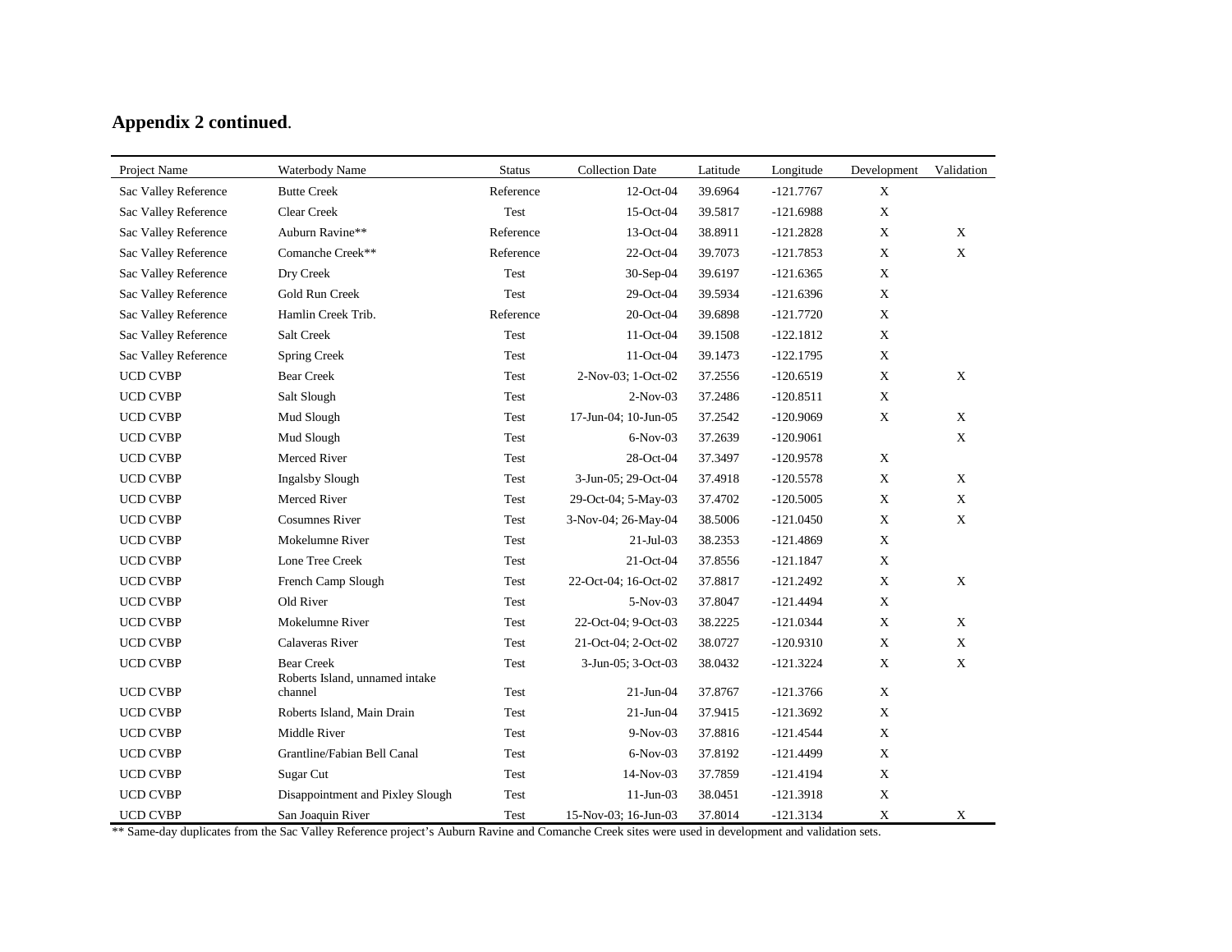**Appendix 2 continued**.

| Project Name | Waterbody Name | Status | Collection Date | Latitude | Longitude | Development | Validation |
|---|---|---|---|---|---|---|---|
| Sac Valley Reference | Butte Creek | Reference | 12-Oct-04 | 39.6964 | -121.7767 | X | |
| Sac Valley Reference | Clear Creek | Test | 15-Oct-04 | 39.5817 | -121.6988 | X | |
| Sac Valley Reference | Auburn Ravine** | Reference | 13-Oct-04 | 38.8911 | -121.2828 | X | X |
| Sac Valley Reference | Comanche Creek** | Reference | 22-Oct-04 | 39.7073 | -121.7853 | X | X |
| Sac Valley Reference | Dry Creek | Test | 30-Sep-04 | 39.6197 | -121.6365 | X | |
| Sac Valley Reference | Gold Run Creek | Test | 29-Oct-04 | 39.5934 | -121.6396 | X | |
| Sac Valley Reference | Hamlin Creek Trib. | Reference | 20-Oct-04 | 39.6898 | -121.7720 | X | |
| Sac Valley Reference | Salt Creek | Test | 11-Oct-04 | 39.1508 | -122.1812 | X | |
| Sac Valley Reference | Spring Creek | Test | 11-Oct-04 | 39.1473 | -122.1795 | X | |
| UCD CVBP | Bear Creek | Test | 2-Nov-03; 1-Oct-02 | 37.2556 | -120.6519 | X | X |
| UCD CVBP | Salt Slough | Test | 2-Nov-03 | 37.2486 | -120.8511 | X | |
| UCD CVBP | Mud Slough | Test | 17-Jun-04; 10-Jun-05 | 37.2542 | -120.9069 | X | X |
| UCD CVBP | Mud Slough | Test | 6-Nov-03 | 37.2639 | -120.9061 | | X |
| UCD CVBP | Merced River | Test | 28-Oct-04 | 37.3497 | -120.9578 | X | |
| UCD CVBP | Ingalsby Slough | Test | 3-Jun-05; 29-Oct-04 | 37.4918 | -120.5578 | X | X |
| UCD CVBP | Merced River | Test | 29-Oct-04; 5-May-03 | 37.4702 | -120.5005 | X | X |
| UCD CVBP | Cosumnes River | Test | 3-Nov-04; 26-May-04 | 38.5006 | -121.0450 | X | X |
| UCD CVBP | Mokelumne River | Test | 21-Jul-03 | 38.2353 | -121.4869 | X | |
| UCD CVBP | Lone Tree Creek | Test | 21-Oct-04 | 37.8556 | -121.1847 | X | |
| UCD CVBP | French Camp Slough | Test | 22-Oct-04; 16-Oct-02 | 37.8817 | -121.2492 | X | X |
| UCD CVBP | Old River | Test | 5-Nov-03 | 37.8047 | -121.4494 | X | |
| UCD CVBP | Mokelumne River | Test | 22-Oct-04; 9-Oct-03 | 38.2225 | -121.0344 | X | X |
| UCD CVBP | Calaveras River | Test | 21-Oct-04; 2-Oct-02 | 38.0727 | -120.9310 | X | X |
| UCD CVBP | Bear Creek | Test | 3-Jun-05; 3-Oct-03 | 38.0432 | -121.3224 | X | X |
| UCD CVBP | Roberts Island, unnamed intake channel | Test | 21-Jun-04 | 37.8767 | -121.3766 | X | |
| UCD CVBP | Roberts Island, Main Drain | Test | 21-Jun-04 | 37.9415 | -121.3692 | X | |
| UCD CVBP | Middle River | Test | 9-Nov-03 | 37.8816 | -121.4544 | X | |
| UCD CVBP | Grantline/Fabian Bell Canal | Test | 6-Nov-03 | 37.8192 | -121.4499 | X | |
| UCD CVBP | Sugar Cut | Test | 14-Nov-03 | 37.7859 | -121.4194 | X | |
| UCD CVBP | Disappointment and Pixley Slough | Test | 11-Jun-03 | 38.0451 | -121.3918 | X | |
| UCD CVBP | San Joaquin River | Test | 15-Nov-03; 16-Jun-03 | 37.8014 | -121.3134 | X | X |

** Same-day duplicates from the Sac Valley Reference project's Auburn Ravine and Comanche Creek sites were used in development and validation sets.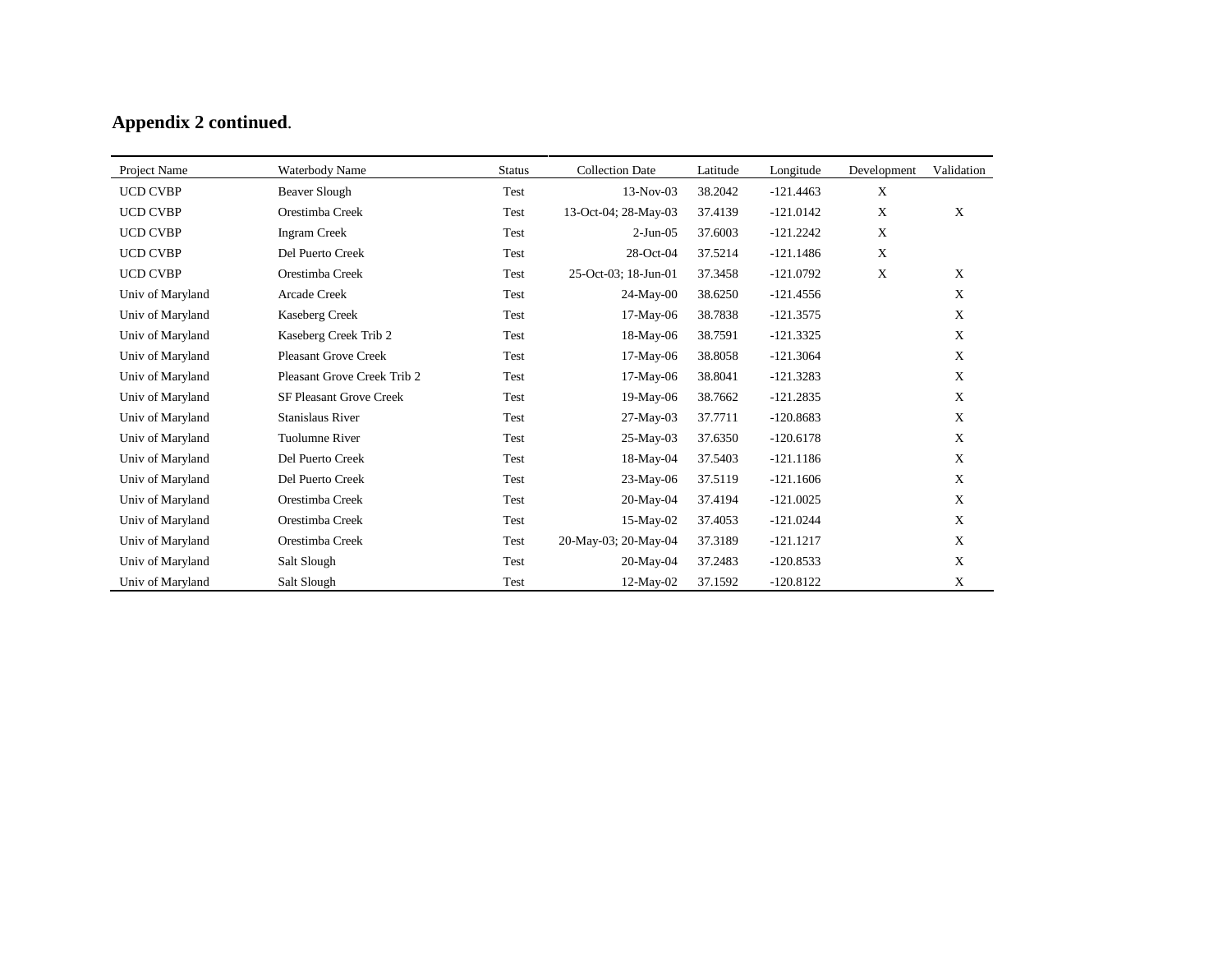**Appendix 2 continued**.

| Project Name | Waterbody Name | Status | Collection Date | Latitude | Longitude | Development | Validation |
|---|---|---|---|---|---|---|---|
| UCD CVBP | Beaver Slough | Test | 13-Nov-03 | 38.2042 | -121.4463 | X | |
| UCD CVBP | Orestimba Creek | Test | 13-Oct-04; 28-May-03 | 37.4139 | -121.0142 | X | X |
| UCD CVBP | Ingram Creek | Test | 2-Jun-05 | 37.6003 | -121.2242 | X | |
| UCD CVBP | Del Puerto Creek | Test | 28-Oct-04 | 37.5214 | -121.1486 | X | |
| UCD CVBP | Orestimba Creek | Test | 25-Oct-03; 18-Jun-01 | 37.3458 | -121.0792 | X | X |
| Univ of Maryland | Arcade Creek | Test | 24-May-00 | 38.6250 | -121.4556 | | X |
| Univ of Maryland | Kaseberg Creek | Test | 17-May-06 | 38.7838 | -121.3575 | | X |
| Univ of Maryland | Kaseberg Creek Trib 2 | Test | 18-May-06 | 38.7591 | -121.3325 | | X |
| Univ of Maryland | Pleasant Grove Creek | Test | 17-May-06 | 38.8058 | -121.3064 | | X |
| Univ of Maryland | Pleasant Grove Creek Trib 2 | Test | 17-May-06 | 38.8041 | -121.3283 | | X |
| Univ of Maryland | SF Pleasant Grove Creek | Test | 19-May-06 | 38.7662 | -121.2835 | | X |
| Univ of Maryland | Stanislaus River | Test | 27-May-03 | 37.7711 | -120.8683 | | X |
| Univ of Maryland | Tuolumne River | Test | 25-May-03 | 37.6350 | -120.6178 | | X |
| Univ of Maryland | Del Puerto Creek | Test | 18-May-04 | 37.5403 | -121.1186 | | X |
| Univ of Maryland | Del Puerto Creek | Test | 23-May-06 | 37.5119 | -121.1606 | | X |
| Univ of Maryland | Orestimba Creek | Test | 20-May-04 | 37.4194 | -121.0025 | | X |
| Univ of Maryland | Orestimba Creek | Test | 15-May-02 | 37.4053 | -121.0244 | | X |
| Univ of Maryland | Orestimba Creek | Test | 20-May-03; 20-May-04 | 37.3189 | -121.1217 | | X |
| Univ of Maryland | Salt Slough | Test | 20-May-04 | 37.2483 | -120.8533 | | X |
| Univ of Maryland | Salt Slough | Test | 12-May-02 | 37.1592 | -120.8122 | | X |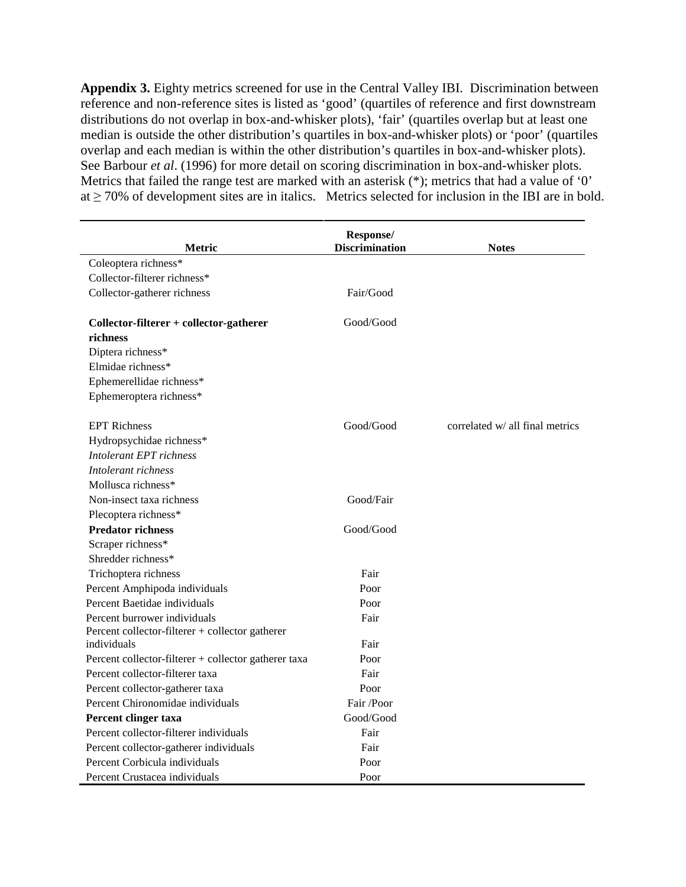**Appendix 3.** Eighty metrics screened for use in the Central Valley IBI. Discrimination between reference and non-reference sites is listed as 'good' (quartiles of reference and first downstream distributions do not overlap in box-and-whisker plots), 'fair' (quartiles overlap but at least one median is outside the other distribution's quartiles in box-and-whisker plots) or 'poor' (quartiles overlap and each median is within the other distribution's quartiles in box-and-whisker plots). See Barbour *et al*. (1996) for more detail on scoring discrimination in box-and-whisker plots. Metrics that failed the range test are marked with an asterisk (*); metrics that had a value of '0' at ≥ 70% of development sites are in italics. Metrics selected for inclusion in the IBI are in bold.

| Metric | Response/ Discrimination | Notes |
|---|---|---|
| Coleoptera richness* | | |
| Collector-filterer richness* | | |
| Collector-gatherer richness | Fair/Good | |
| **Collector-filterer + collector-gatherer richness** | Good/Good | |
| Diptera richness* | | |
| Elmidae richness* | | |
| Ephemerellidae richness* | | |
| Ephemeroptera richness* | | |
| EPT Richness | Good/Good | correlated w/ all final metrics |
| Hydropsychidae richness* | | |
| *Intolerant EPT richness* | | |
| *Intolerant richness* | | |
| Mollusca richness* | | |
| Non-insect taxa richness | Good/Fair | |
| Plecoptera richness* | | |
| **Predator richness** | Good/Good | |
| Scraper richness* | | |
| Shredder richness* | | |
| Trichoptera richness | Fair | |
| Percent Amphipoda individuals | Poor | |
| Percent Baetidae individuals | Poor | |
| Percent burrower individuals | Fair | |
| Percent collector-filterer + collector gatherer individuals | Fair | |
| Percent collector-filterer + collector gatherer taxa | Poor | |
| Percent collector-filterer taxa | Fair | |
| Percent collector-gatherer taxa | Poor | |
| Percent Chironomidae individuals | Fair /Poor | |
| **Percent clinger taxa** | Good/Good | |
| Percent collector-filterer individuals | Fair | |
| Percent collector-gatherer individuals | Fair | |
| Percent Corbicula individuals | Poor | |
| Percent Crustacea individuals | Poor | |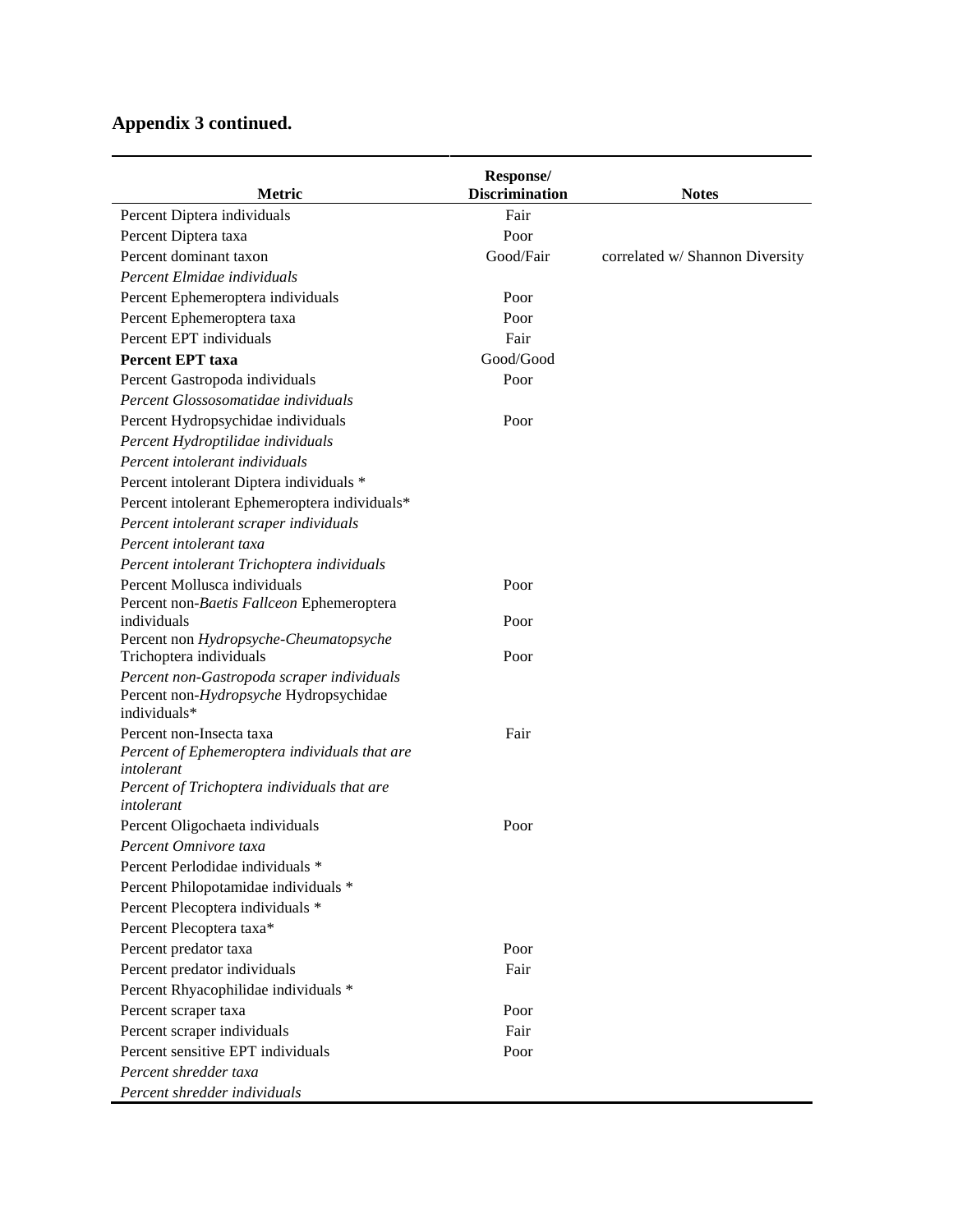**Appendix 3 continued.**

| Metric | Response/ Discrimination | Notes |
|---|---|---|
| Percent Diptera individuals | Fair | |
| Percent Diptera taxa | Poor | |
| Percent dominant taxon | Good/Fair | correlated w/ Shannon Diversity |
| *Percent Elmidae individuals* | | |
| Percent Ephemeroptera individuals | Poor | |
| Percent Ephemeroptera taxa | Poor | |
| Percent EPT individuals | Fair | |
| **Percent EPT taxa** | Good/Good | |
| Percent Gastropoda individuals | Poor | |
| *Percent Glossosomatidae individuals* | | |
| Percent Hydropsychidae individuals | Poor | |
| *Percent Hydroptilidae individuals* | | |
| *Percent intolerant individuals* | | |
| Percent intolerant Diptera individuals * | | |
| Percent intolerant Ephemeroptera individuals* | | |
| *Percent intolerant scraper individuals* | | |
| *Percent intolerant taxa* | | |
| *Percent intolerant Trichoptera individuals* | | |
| Percent Mollusca individuals | Poor | |
| Percent non-*Baetis Fallceon* Ephemeroptera individuals | Poor | |
| Percent non *Hydropsyche-Cheumatopsyche* Trichoptera individuals | Poor | |
| *Percent non-Gastropoda scraper individuals* | | |
| Percent non-*Hydropsyche* Hydropsychidae individuals* | | |
| Percent non-Insecta taxa | Fair | |
| *Percent of Ephemeroptera individuals that are intolerant* | | |
| *Percent of Trichoptera individuals that are intolerant* | | |
| Percent Oligochaeta individuals | Poor | |
| *Percent Omnivore taxa* | | |
| Percent Perlodidae individuals * | | |
| Percent Philopotamidae individuals * | | |
| Percent Plecoptera individuals * | | |
| Percent Plecoptera taxa* | | |
| Percent predator taxa | Poor | |
| Percent predator individuals | Fair | |
| Percent Rhyacophilidae individuals * | | |
| Percent scraper taxa | Poor | |
| Percent scraper individuals | Fair | |
| Percent sensitive EPT individuals | Poor | |
| *Percent shredder taxa* | | |
| *Percent shredder individuals* | | |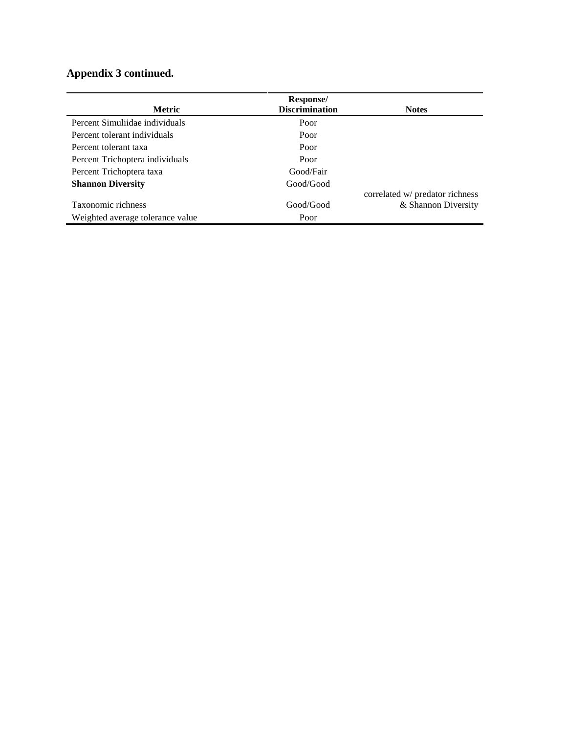**Appendix 3 continued.**

| Metric | Response/ Discrimination | Notes |
|---|---|---|
| Percent Simuliidae individuals | Poor | |
| Percent tolerant individuals | Poor | |
| Percent tolerant taxa | Poor | |
| Percent Trichoptera individuals | Poor | |
| Percent Trichoptera taxa | Good/Fair | |
| **Shannon Diversity** | Good/Good | |
| Taxonomic richness | Good/Good | correlated w/ predator richness & Shannon Diversity |
| Weighted average tolerance value | Poor | |